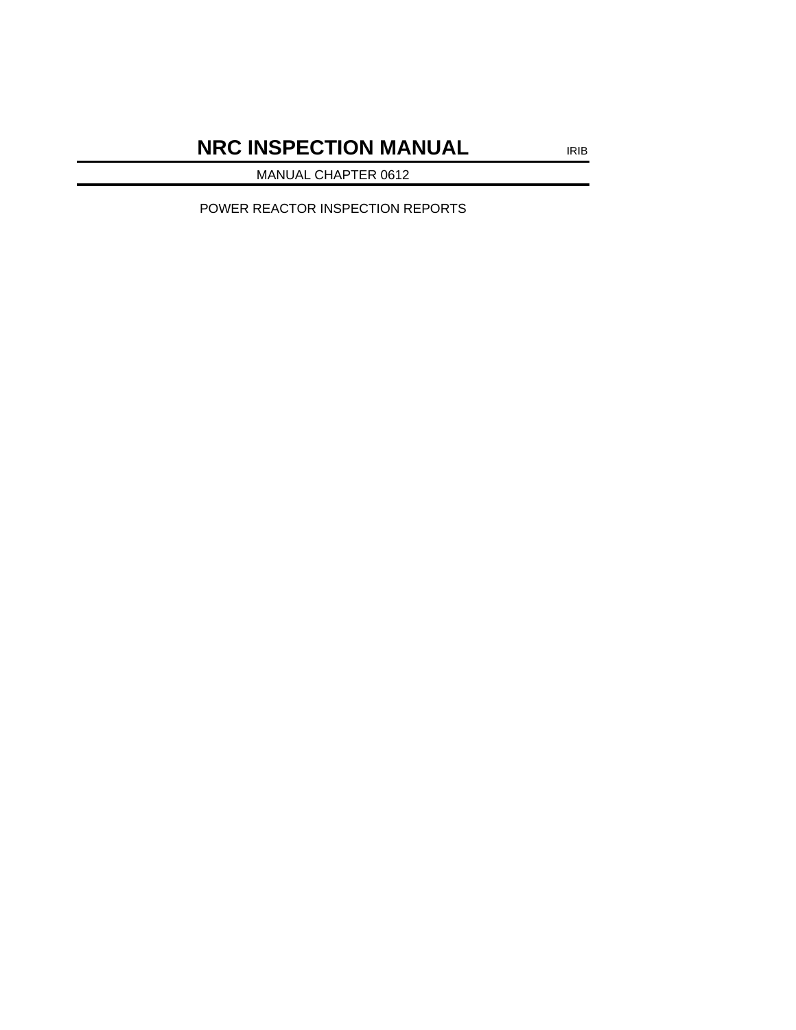# NRC INSPECTION MANUAL

IRIB

MANUAL CHAPTER 0612

POWER REACTOR INSPECTION REPORTS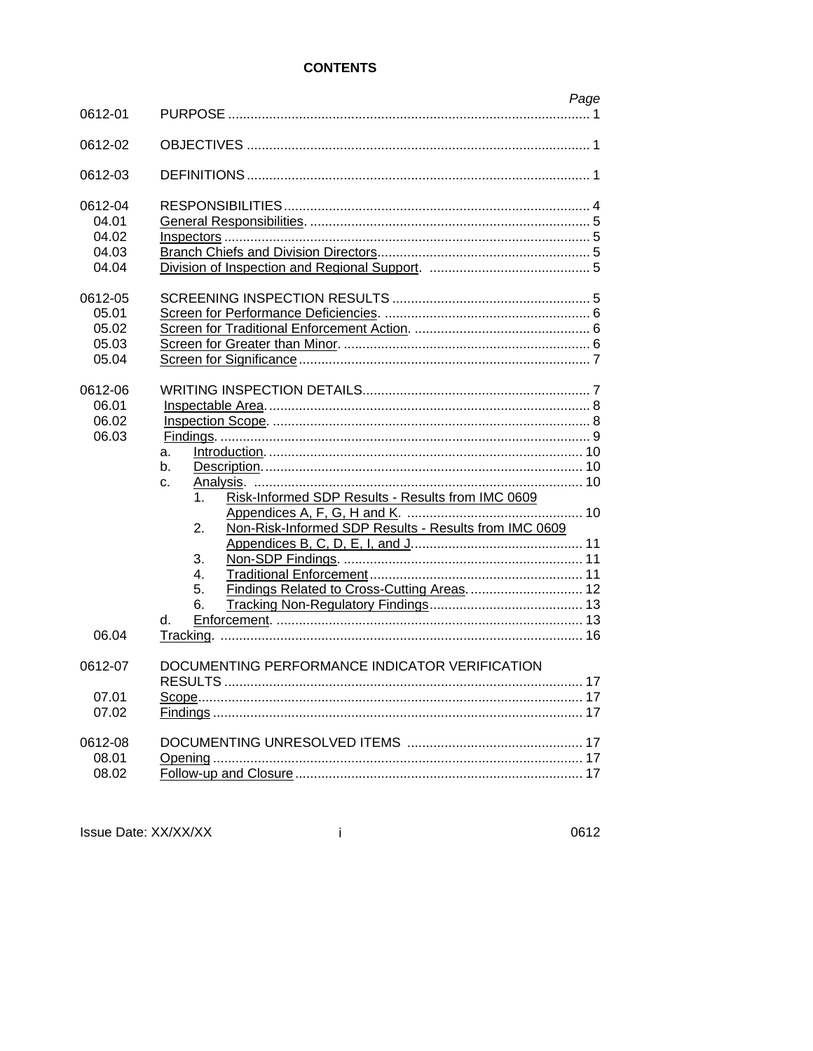# CONTENTS

| | | Page |
|---|---|---|
| 0612-01 | PURPOSE | 1 |
| 0612-02 | OBJECTIVES | 1 |
| 0612-03 | DEFINITIONS | 1 |
| 0612-04 | RESPONSIBILITIES | 4 |
| 04.01 | General Responsibilities. | 5 |
| 04.02 | Inspectors | 5 |
| 04.03 | Branch Chiefs and Division Directors | 5 |
| 04.04 | Division of Inspection and Regional Support. | 5 |
| 0612-05 | SCREENING INSPECTION RESULTS | 5 |
| 05.01 | Screen for Performance Deficiencies. | 6 |
| 05.02 | Screen for Traditional Enforcement Action. | 6 |
| 05.03 | Screen for Greater than Minor. | 6 |
| 05.04 | Screen for Significance | 7 |
| 0612-06 | WRITING INSPECTION DETAILS | 7 |
| 06.01 | Inspectable Area. | 8 |
| 06.02 | Inspection Scope. | 8 |
| 06.03 | Findings. | 9 |
| | a. Introduction. | 10 |
| | b. Description. | 10 |
| | c. Analysis. | 10 |
| | 1. Risk-Informed SDP Results - Results from IMC 0609 Appendices A, F, G, H and K. | 10 |
| | 2. Non-Risk-Informed SDP Results - Results from IMC 0609 Appendices B, C, D, E, I, and J. | 11 |
| | 3. Non-SDP Findings. | 11 |
| | 4. Traditional Enforcement | 11 |
| | 5. Findings Related to Cross-Cutting Areas. | 12 |
| | 6. Tracking Non-Regulatory Findings | 13 |
| | d. Enforcement. | 13 |
| 06.04 | Tracking. | 16 |
| 0612-07 | DOCUMENTING PERFORMANCE INDICATOR VERIFICATION RESULTS | 17 |
| 07.01 | Scope | 17 |
| 07.02 | Findings | 17 |
| 0612-08 | DOCUMENTING UNRESOLVED ITEMS | 17 |
| 08.01 | Opening | 17 |
| 08.02 | Follow-up and Closure | 17 |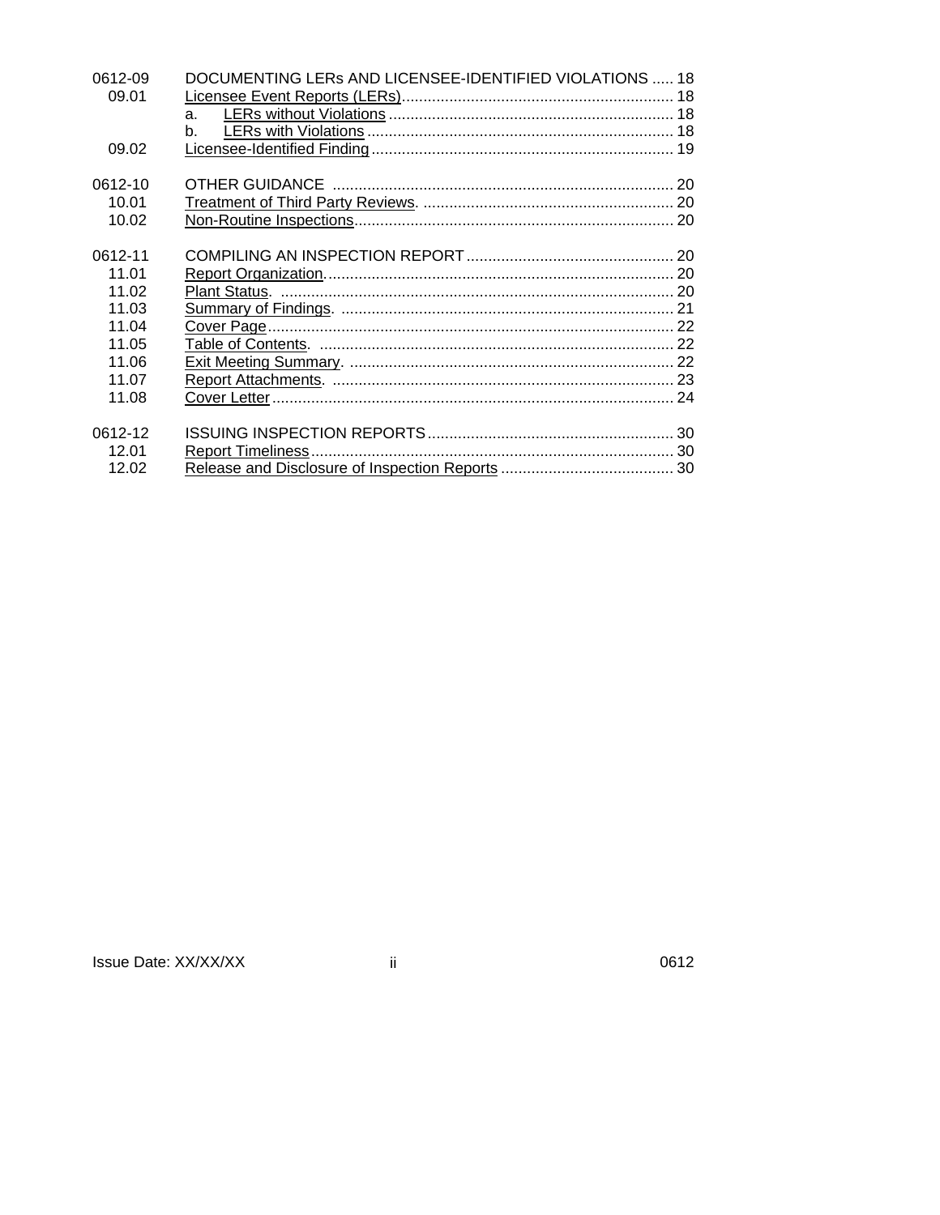| | | |
|---|---|---|
| 0612-09 | DOCUMENTING LERs AND LICENSEE-IDENTIFIED VIOLATIONS | 18 |
| 09.01 | Licensee Event Reports (LERs) | 18 |
| | a. LERs without Violations | 18 |
| | b. LERs with Violations | 18 |
| 09.02 | Licensee-Identified Finding | 19 |
| | | |
| 0612-10 | OTHER GUIDANCE | 20 |
| 10.01 | Treatment of Third Party Reviews. | 20 |
| 10.02 | Non-Routine Inspections | 20 |
| | | |
| 0612-11 | COMPILING AN INSPECTION REPORT | 20 |
| 11.01 | Report Organization. | 20 |
| 11.02 | Plant Status. | 20 |
| 11.03 | Summary of Findings. | 21 |
| 11.04 | Cover Page | 22 |
| 11.05 | Table of Contents. | 22 |
| 11.06 | Exit Meeting Summary. | 22 |
| 11.07 | Report Attachments. | 23 |
| 11.08 | Cover Letter | 24 |
| | | |
| 0612-12 | ISSUING INSPECTION REPORTS | 30 |
| 12.01 | Report Timeliness | 30 |
| 12.02 | Release and Disclosure of Inspection Reports | 30 |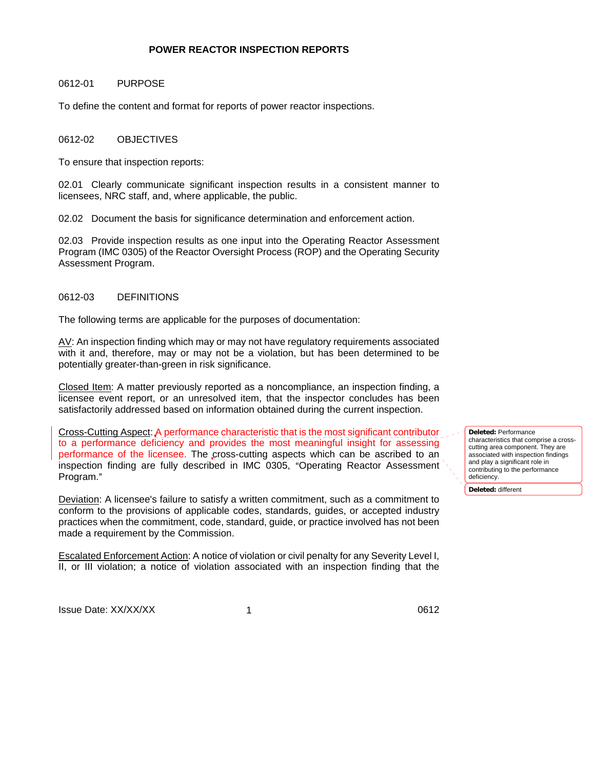# POWER REACTOR INSPECTION REPORTS

## 0612-01 PURPOSE

To define the content and format for reports of power reactor inspections.

## 0612-02 OBJECTIVES

To ensure that inspection reports:

02.01 Clearly communicate significant inspection results in a consistent manner to licensees, NRC staff, and, where applicable, the public.

02.02 Document the basis for significance determination and enforcement action.

02.03 Provide inspection results as one input into the Operating Reactor Assessment Program (IMC 0305) of the Reactor Oversight Process (ROP) and the Operating Security Assessment Program.

## 0612-03 DEFINITIONS

The following terms are applicable for the purposes of documentation:

AV: An inspection finding which may or may not have regulatory requirements associated with it and, therefore, may or may not be a violation, but has been determined to be potentially greater-than-green in risk significance.

Closed Item: A matter previously reported as a noncompliance, an inspection finding, a licensee event report, or an unresolved item, that the inspector concludes has been satisfactorily addressed based on information obtained during the current inspection.

Cross-Cutting Aspect: A performance characteristic that is the most significant contributor to a performance deficiency and provides the most meaningful insight for assessing performance of the licensee. The cross-cutting aspects which can be ascribed to an inspection finding are fully described in IMC 0305, "Operating Reactor Assessment Program."

**Deleted:** Performance characteristics that comprise a cross-cutting area component. They are associated with inspection findings and play a significant role in contributing to the performance deficiency.

**Deleted:** different

Deviation: A licensee's failure to satisfy a written commitment, such as a commitment to conform to the provisions of applicable codes, standards, guides, or accepted industry practices when the commitment, code, standard, guide, or practice involved has not been made a requirement by the Commission.

Escalated Enforcement Action: A notice of violation or civil penalty for any Severity Level I, II, or III violation; a notice of violation associated with an inspection finding that the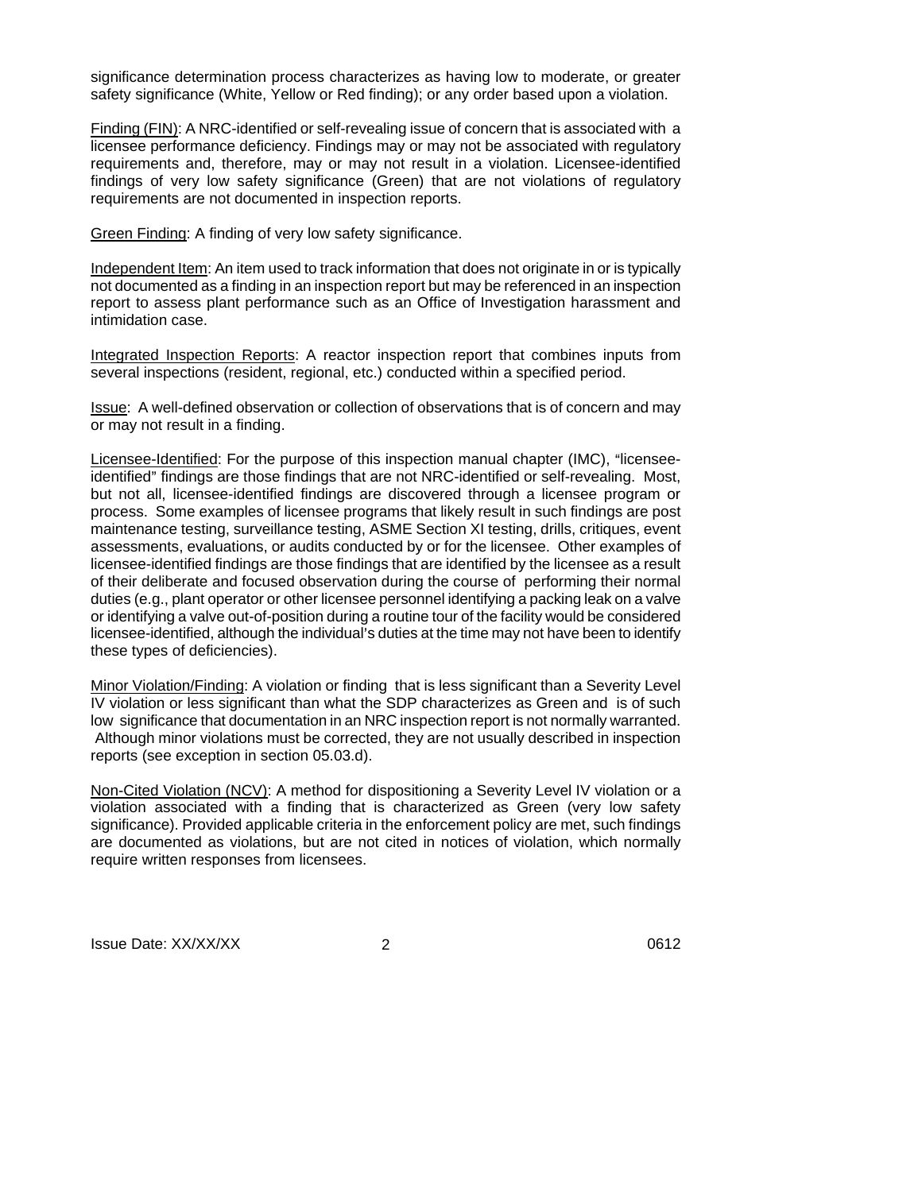significance determination process characterizes as having low to moderate, or greater safety significance (White, Yellow or Red finding); or any order based upon a violation.

<u>Finding (FIN)</u>: A NRC-identified or self-revealing issue of concern that is associated with a licensee performance deficiency. Findings may or may not be associated with regulatory requirements and, therefore, may or may not result in a violation. Licensee-identified findings of very low safety significance (Green) that are not violations of regulatory requirements are not documented in inspection reports.

<u>Green Finding</u>: A finding of very low safety significance.

<u>Independent Item</u>: An item used to track information that does not originate in or is typically not documented as a finding in an inspection report but may be referenced in an inspection report to assess plant performance such as an Office of Investigation harassment and intimidation case.

<u>Integrated Inspection Reports</u>: A reactor inspection report that combines inputs from several inspections (resident, regional, etc.) conducted within a specified period.

<u>Issue</u>: A well-defined observation or collection of observations that is of concern and may or may not result in a finding.

<u>Licensee-Identified</u>: For the purpose of this inspection manual chapter (IMC), "licensee-identified" findings are those findings that are not NRC-identified or self-revealing. Most, but not all, licensee-identified findings are discovered through a licensee program or process. Some examples of licensee programs that likely result in such findings are post maintenance testing, surveillance testing, ASME Section XI testing, drills, critiques, event assessments, evaluations, or audits conducted by or for the licensee. Other examples of licensee-identified findings are those findings that are identified by the licensee as a result of their deliberate and focused observation during the course of performing their normal duties (e.g., plant operator or other licensee personnel identifying a packing leak on a valve or identifying a valve out-of-position during a routine tour of the facility would be considered licensee-identified, although the individual's duties at the time may not have been to identify these types of deficiencies).

<u>Minor Violation/Finding</u>: A violation or finding that is less significant than a Severity Level IV violation or less significant than what the SDP characterizes as Green and is of such low significance that documentation in an NRC inspection report is not normally warranted. Although minor violations must be corrected, they are not usually described in inspection reports (see exception in section 05.03.d).

<u>Non-Cited Violation (NCV)</u>: A method for dispositioning a Severity Level IV violation or a violation associated with a finding that is characterized as Green (very low safety significance). Provided applicable criteria in the enforcement policy are met, such findings are documented as violations, but are not cited in notices of violation, which normally require written responses from licensees.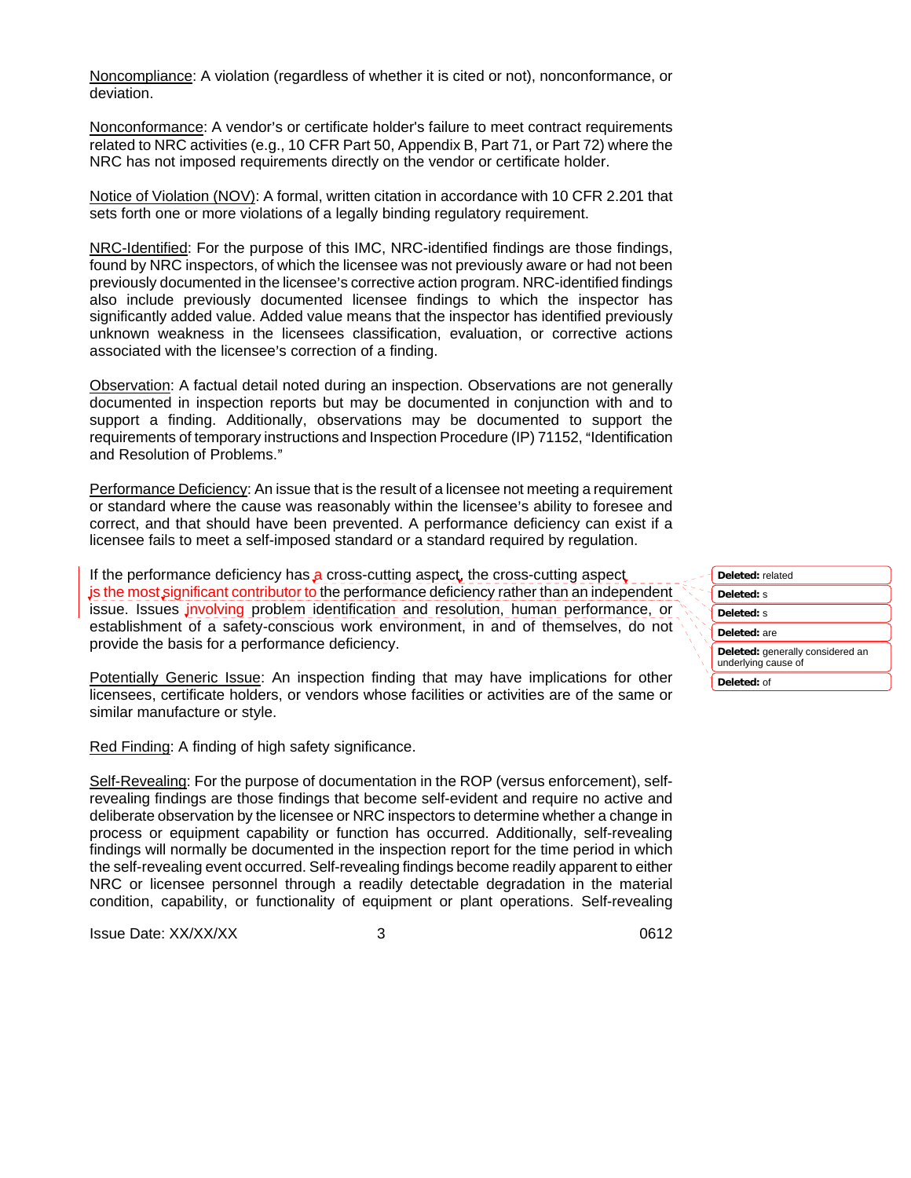Noncompliance: A violation (regardless of whether it is cited or not), nonconformance, or deviation.

Nonconformance: A vendor's or certificate holder's failure to meet contract requirements related to NRC activities (e.g., 10 CFR Part 50, Appendix B, Part 71, or Part 72) where the NRC has not imposed requirements directly on the vendor or certificate holder.

Notice of Violation (NOV): A formal, written citation in accordance with 10 CFR 2.201 that sets forth one or more violations of a legally binding regulatory requirement.

NRC-Identified: For the purpose of this IMC, NRC-identified findings are those findings, found by NRC inspectors, of which the licensee was not previously aware or had not been previously documented in the licensee's corrective action program. NRC-identified findings also include previously documented licensee findings to which the inspector has significantly added value. Added value means that the inspector has identified previously unknown weakness in the licensees classification, evaluation, or corrective actions associated with the licensee's correction of a finding.

Observation: A factual detail noted during an inspection. Observations are not generally documented in inspection reports but may be documented in conjunction with and to support a finding. Additionally, observations may be documented to support the requirements of temporary instructions and Inspection Procedure (IP) 71152, "Identification and Resolution of Problems."

Performance Deficiency: An issue that is the result of a licensee not meeting a requirement or standard where the cause was reasonably within the licensee's ability to foresee and correct, and that should have been prevented. A performance deficiency can exist if a licensee fails to meet a self-imposed standard or a standard required by regulation.

If the performance deficiency has a cross-cutting aspect, the cross-cutting aspect is the most significant contributor to the performance deficiency rather than an independent issue. Issues involving problem identification and resolution, human performance, or establishment of a safety-conscious work environment, in and of themselves, do not provide the basis for a performance deficiency.

Potentially Generic Issue: An inspection finding that may have implications for other licensees, certificate holders, or vendors whose facilities or activities are of the same or similar manufacture or style.

Red Finding: A finding of high safety significance.

Self-Revealing: For the purpose of documentation in the ROP (versus enforcement), self-revealing findings are those findings that become self-evident and require no active and deliberate observation by the licensee or NRC inspectors to determine whether a change in process or equipment capability or function has occurred. Additionally, self-revealing findings will normally be documented in the inspection report for the time period in which the self-revealing event occurred. Self-revealing findings become readily apparent to either NRC or licensee personnel through a readily detectable degradation in the material condition, capability, or functionality of equipment or plant operations. Self-revealing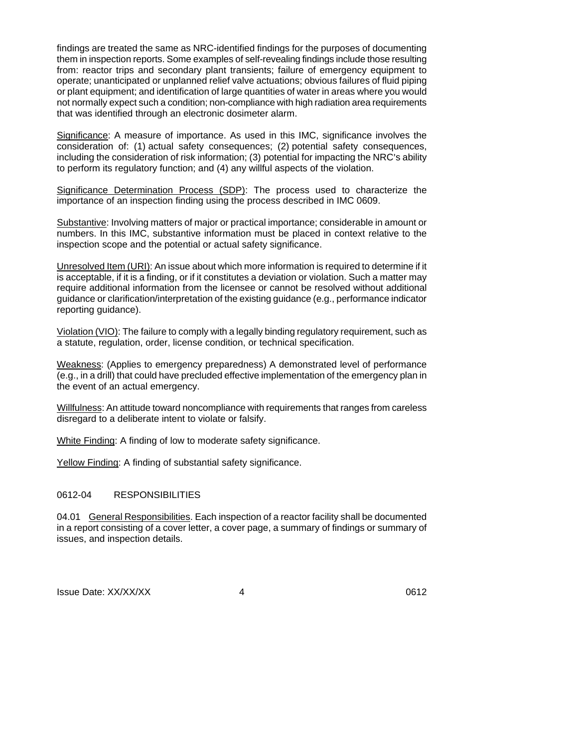findings are treated the same as NRC-identified findings for the purposes of documenting them in inspection reports. Some examples of self-revealing findings include those resulting from: reactor trips and secondary plant transients; failure of emergency equipment to operate; unanticipated or unplanned relief valve actuations; obvious failures of fluid piping or plant equipment; and identification of large quantities of water in areas where you would not normally expect such a condition; non-compliance with high radiation area requirements that was identified through an electronic dosimeter alarm.

Significance: A measure of importance. As used in this IMC, significance involves the consideration of: (1) actual safety consequences; (2) potential safety consequences, including the consideration of risk information; (3) potential for impacting the NRC's ability to perform its regulatory function; and (4) any willful aspects of the violation.

Significance Determination Process (SDP): The process used to characterize the importance of an inspection finding using the process described in IMC 0609.

Substantive: Involving matters of major or practical importance; considerable in amount or numbers. In this IMC, substantive information must be placed in context relative to the inspection scope and the potential or actual safety significance.

Unresolved Item (URI): An issue about which more information is required to determine if it is acceptable, if it is a finding, or if it constitutes a deviation or violation. Such a matter may require additional information from the licensee or cannot be resolved without additional guidance or clarification/interpretation of the existing guidance (e.g., performance indicator reporting guidance).

Violation (VIO): The failure to comply with a legally binding regulatory requirement, such as a statute, regulation, order, license condition, or technical specification.

Weakness: (Applies to emergency preparedness) A demonstrated level of performance (e.g., in a drill) that could have precluded effective implementation of the emergency plan in the event of an actual emergency.

Willfulness: An attitude toward noncompliance with requirements that ranges from careless disregard to a deliberate intent to violate or falsify.

White Finding: A finding of low to moderate safety significance.

Yellow Finding: A finding of substantial safety significance.

## 0612-04 RESPONSIBILITIES

04.01 General Responsibilities. Each inspection of a reactor facility shall be documented in a report consisting of a cover letter, a cover page, a summary of findings or summary of issues, and inspection details.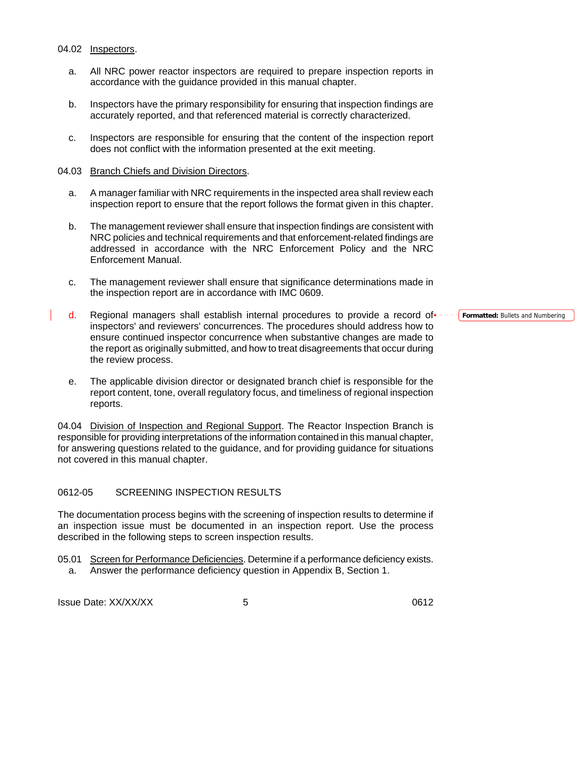04.02 Inspectors.

a. All NRC power reactor inspectors are required to prepare inspection reports in accordance with the guidance provided in this manual chapter.

b. Inspectors have the primary responsibility for ensuring that inspection findings are accurately reported, and that referenced material is correctly characterized.

c. Inspectors are responsible for ensuring that the content of the inspection report does not conflict with the information presented at the exit meeting.

04.03 Branch Chiefs and Division Directors.

a. A manager familiar with NRC requirements in the inspected area shall review each inspection report to ensure that the report follows the format given in this chapter.

b. The management reviewer shall ensure that inspection findings are consistent with NRC policies and technical requirements and that enforcement-related findings are addressed in accordance with the NRC Enforcement Policy and the NRC Enforcement Manual.

c. The management reviewer shall ensure that significance determinations made in the inspection report are in accordance with IMC 0609.

d. Regional managers shall establish internal procedures to provide a record of inspectors' and reviewers' concurrences. The procedures should address how to ensure continued inspector concurrence when substantive changes are made to the report as originally submitted, and how to treat disagreements that occur during the review process.

e. The applicable division director or designated branch chief is responsible for the report content, tone, overall regulatory focus, and timeliness of regional inspection reports.

04.04 Division of Inspection and Regional Support. The Reactor Inspection Branch is responsible for providing interpretations of the information contained in this manual chapter, for answering questions related to the guidance, and for providing guidance for situations not covered in this manual chapter.

## 0612-05 SCREENING INSPECTION RESULTS

The documentation process begins with the screening of inspection results to determine if an inspection issue must be documented in an inspection report. Use the process described in the following steps to screen inspection results.

05.01 Screen for Performance Deficiencies. Determine if a performance deficiency exists.

a. Answer the performance deficiency question in Appendix B, Section 1.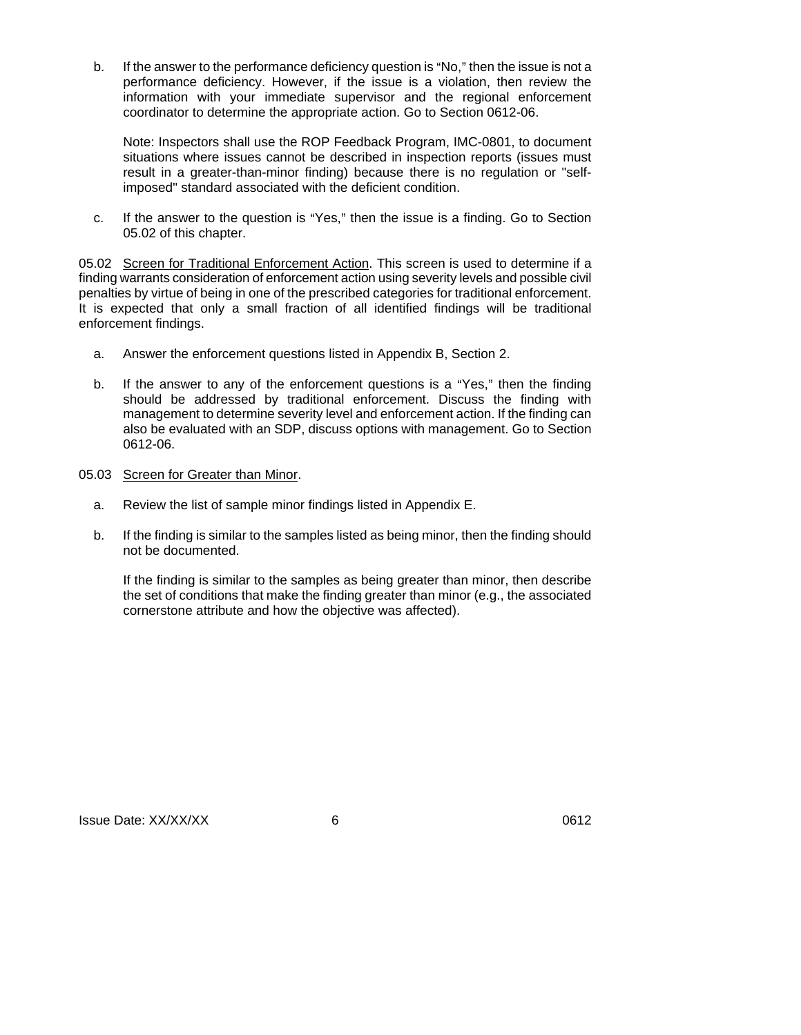b. If the answer to the performance deficiency question is "No," then the issue is not a performance deficiency. However, if the issue is a violation, then review the information with your immediate supervisor and the regional enforcement coordinator to determine the appropriate action. Go to Section 0612-06.

   Note: Inspectors shall use the ROP Feedback Program, IMC-0801, to document situations where issues cannot be described in inspection reports (issues must result in a greater-than-minor finding) because there is no regulation or "self-imposed" standard associated with the deficient condition.

c. If the answer to the question is "Yes," then the issue is a finding. Go to Section 05.02 of this chapter.

05.02 Screen for Traditional Enforcement Action. This screen is used to determine if a finding warrants consideration of enforcement action using severity levels and possible civil penalties by virtue of being in one of the prescribed categories for traditional enforcement. It is expected that only a small fraction of all identified findings will be traditional enforcement findings.

a. Answer the enforcement questions listed in Appendix B, Section 2.

b. If the answer to any of the enforcement questions is a "Yes," then the finding should be addressed by traditional enforcement. Discuss the finding with management to determine severity level and enforcement action. If the finding can also be evaluated with an SDP, discuss options with management. Go to Section 0612-06.

05.03 Screen for Greater than Minor.

a. Review the list of sample minor findings listed in Appendix E.

b. If the finding is similar to the samples listed as being minor, then the finding should not be documented.

   If the finding is similar to the samples as being greater than minor, then describe the set of conditions that make the finding greater than minor (e.g., the associated cornerstone attribute and how the objective was affected).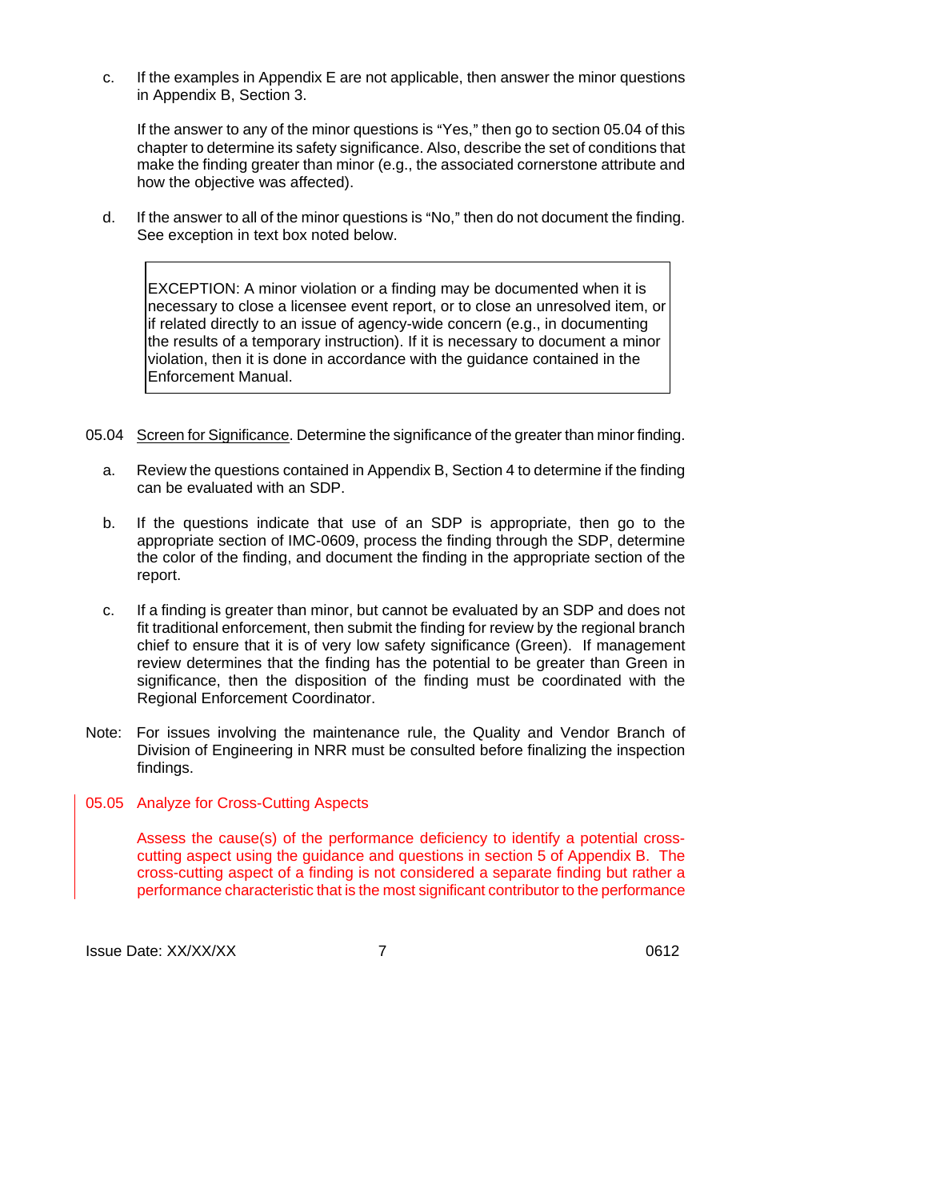c. If the examples in Appendix E are not applicable, then answer the minor questions in Appendix B, Section 3.

   If the answer to any of the minor questions is "Yes," then go to section 05.04 of this chapter to determine its safety significance. Also, describe the set of conditions that make the finding greater than minor (e.g., the associated cornerstone attribute and how the objective was affected).

d. If the answer to all of the minor questions is "No," then do not document the finding. See exception in text box noted below.

> EXCEPTION: A minor violation or a finding may be documented when it is necessary to close a licensee event report, or to close an unresolved item, or if related directly to an issue of agency-wide concern (e.g., in documenting the results of a temporary instruction). If it is necessary to document a minor violation, then it is done in accordance with the guidance contained in the Enforcement Manual.

05.04 Screen for Significance. Determine the significance of the greater than minor finding.

a. Review the questions contained in Appendix B, Section 4 to determine if the finding can be evaluated with an SDP.

b. If the questions indicate that use of an SDP is appropriate, then go to the appropriate section of IMC-0609, process the finding through the SDP, determine the color of the finding, and document the finding in the appropriate section of the report.

c. If a finding is greater than minor, but cannot be evaluated by an SDP and does not fit traditional enforcement, then submit the finding for review by the regional branch chief to ensure that it is of very low safety significance (Green). If management review determines that the finding has the potential to be greater than Green in significance, then the disposition of the finding must be coordinated with the Regional Enforcement Coordinator.

Note: For issues involving the maintenance rule, the Quality and Vendor Branch of Division of Engineering in NRR must be consulted before finalizing the inspection findings.

05.05 Analyze for Cross-Cutting Aspects

Assess the cause(s) of the performance deficiency to identify a potential cross-cutting aspect using the guidance and questions in section 5 of Appendix B. The cross-cutting aspect of a finding is not considered a separate finding but rather a performance characteristic that is the most significant contributor to the performance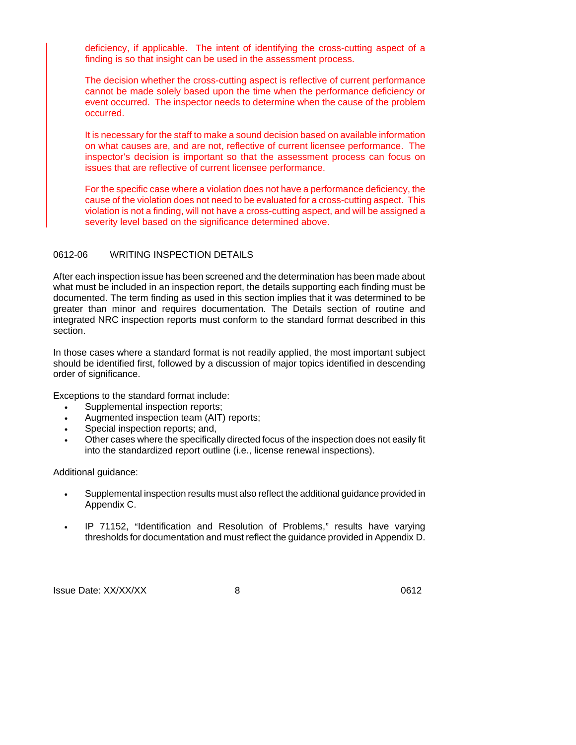deficiency, if applicable. The intent of identifying the cross-cutting aspect of a finding is so that insight can be used in the assessment process.

The decision whether the cross-cutting aspect is reflective of current performance cannot be made solely based upon the time when the performance deficiency or event occurred. The inspector needs to determine when the cause of the problem occurred.

It is necessary for the staff to make a sound decision based on available information on what causes are, and are not, reflective of current licensee performance. The inspector's decision is important so that the assessment process can focus on issues that are reflective of current licensee performance.

For the specific case where a violation does not have a performance deficiency, the cause of the violation does not need to be evaluated for a cross-cutting aspect. This violation is not a finding, will not have a cross-cutting aspect, and will be assigned a severity level based on the significance determined above.

## 0612-06 WRITING INSPECTION DETAILS

After each inspection issue has been screened and the determination has been made about what must be included in an inspection report, the details supporting each finding must be documented. The term finding as used in this section implies that it was determined to be greater than minor and requires documentation. The Details section of routine and integrated NRC inspection reports must conform to the standard format described in this section.

In those cases where a standard format is not readily applied, the most important subject should be identified first, followed by a discussion of major topics identified in descending order of significance.

Exceptions to the standard format include:

- Supplemental inspection reports;
- Augmented inspection team (AIT) reports;
- Special inspection reports; and,
- Other cases where the specifically directed focus of the inspection does not easily fit into the standardized report outline (i.e., license renewal inspections).

Additional guidance:

- Supplemental inspection results must also reflect the additional guidance provided in Appendix C.
- IP 71152, "Identification and Resolution of Problems," results have varying thresholds for documentation and must reflect the guidance provided in Appendix D.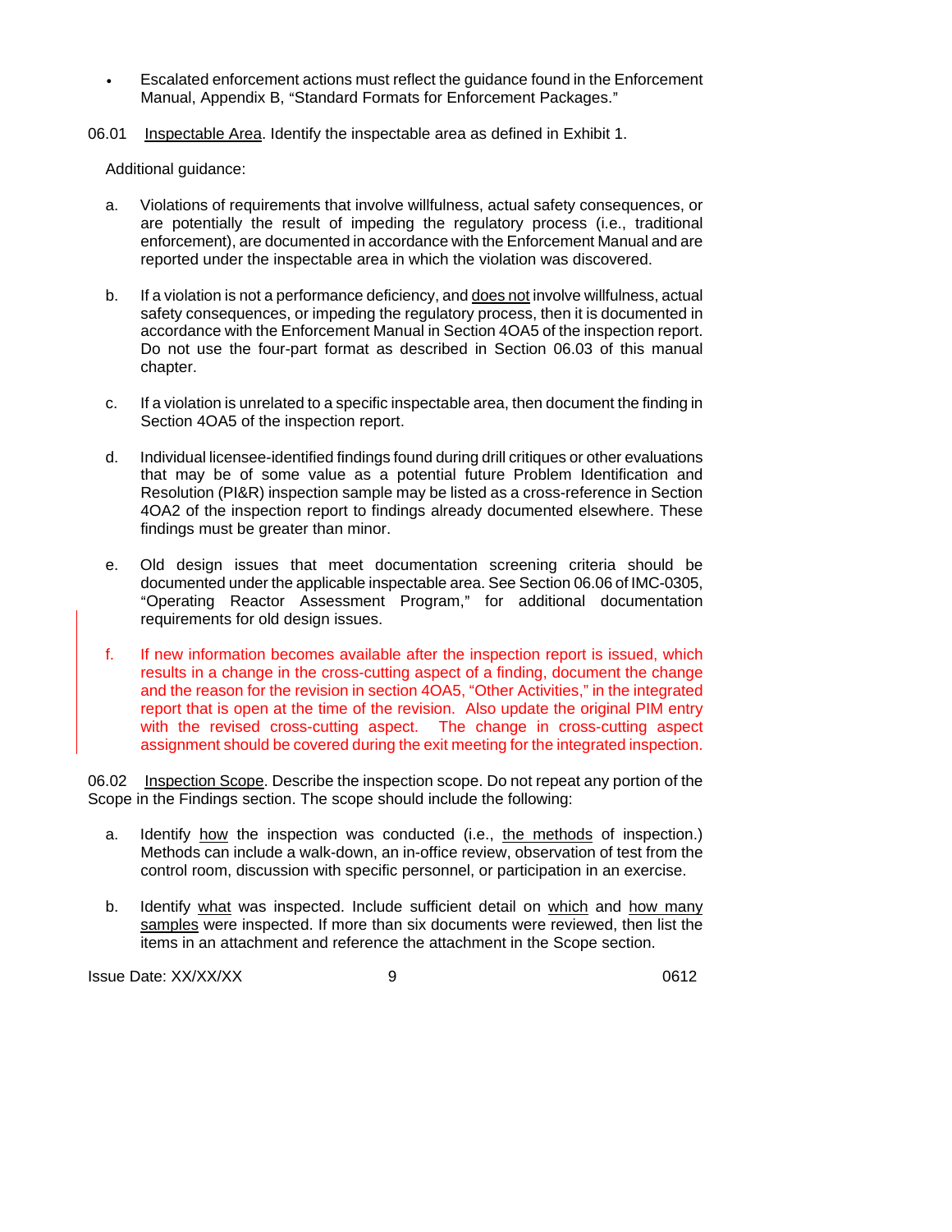- Escalated enforcement actions must reflect the guidance found in the Enforcement Manual, Appendix B, "Standard Formats for Enforcement Packages."

06.01 Inspectable Area. Identify the inspectable area as defined in Exhibit 1.

Additional guidance:

a. Violations of requirements that involve willfulness, actual safety consequences, or are potentially the result of impeding the regulatory process (i.e., traditional enforcement), are documented in accordance with the Enforcement Manual and are reported under the inspectable area in which the violation was discovered.

b. If a violation is not a performance deficiency, and does not involve willfulness, actual safety consequences, or impeding the regulatory process, then it is documented in accordance with the Enforcement Manual in Section 4OA5 of the inspection report. Do not use the four-part format as described in Section 06.03 of this manual chapter.

c. If a violation is unrelated to a specific inspectable area, then document the finding in Section 4OA5 of the inspection report.

d. Individual licensee-identified findings found during drill critiques or other evaluations that may be of some value as a potential future Problem Identification and Resolution (PI&R) inspection sample may be listed as a cross-reference in Section 4OA2 of the inspection report to findings already documented elsewhere. These findings must be greater than minor.

e. Old design issues that meet documentation screening criteria should be documented under the applicable inspectable area. See Section 06.06 of IMC-0305, "Operating Reactor Assessment Program," for additional documentation requirements for old design issues.

f. If new information becomes available after the inspection report is issued, which results in a change in the cross-cutting aspect of a finding, document the change and the reason for the revision in section 4OA5, "Other Activities," in the integrated report that is open at the time of the revision. Also update the original PIM entry with the revised cross-cutting aspect. The change in cross-cutting aspect assignment should be covered during the exit meeting for the integrated inspection.

06.02 Inspection Scope. Describe the inspection scope. Do not repeat any portion of the Scope in the Findings section. The scope should include the following:

a. Identify how the inspection was conducted (i.e., the methods of inspection.) Methods can include a walk-down, an in-office review, observation of test from the control room, discussion with specific personnel, or participation in an exercise.

b. Identify what was inspected. Include sufficient detail on which and how many samples were inspected. If more than six documents were reviewed, then list the items in an attachment and reference the attachment in the Scope section.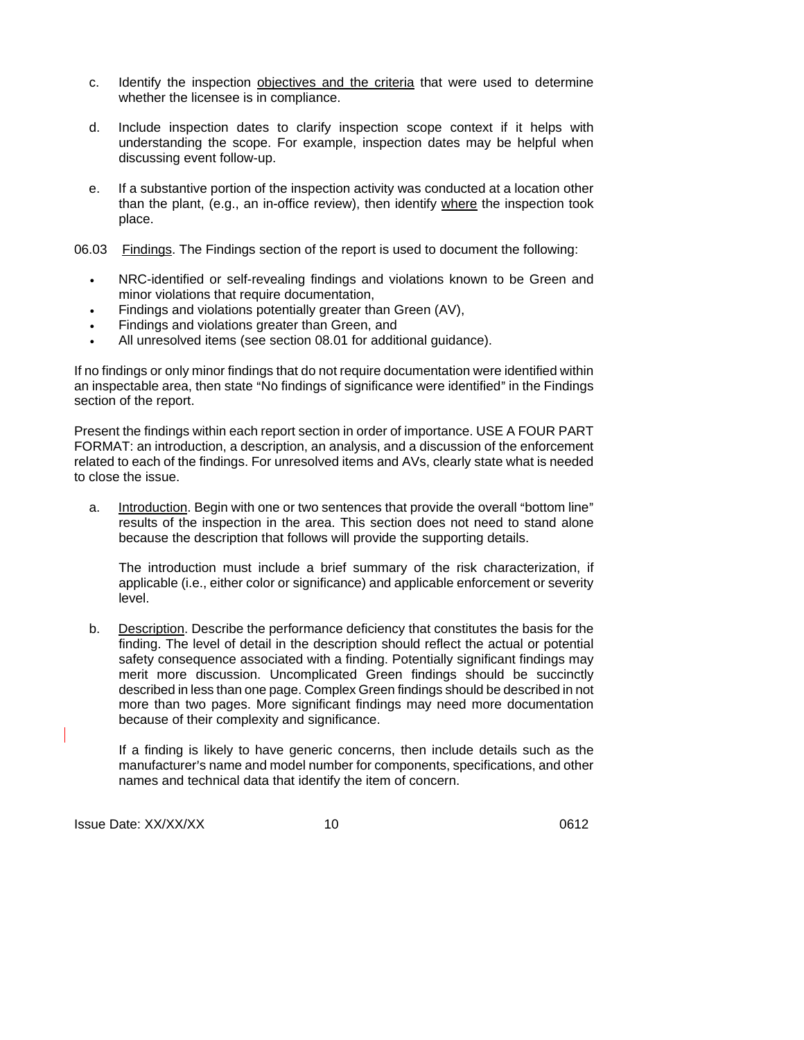c. Identify the inspection objectives and the criteria that were used to determine whether the licensee is in compliance.

d. Include inspection dates to clarify inspection scope context if it helps with understanding the scope. For example, inspection dates may be helpful when discussing event follow-up.

e. If a substantive portion of the inspection activity was conducted at a location other than the plant, (e.g., an in-office review), then identify where the inspection took place.

06.03 Findings. The Findings section of the report is used to document the following:

- NRC-identified or self-revealing findings and violations known to be Green and minor violations that require documentation,
- Findings and violations potentially greater than Green (AV),
- Findings and violations greater than Green, and
- All unresolved items (see section 08.01 for additional guidance).

If no findings or only minor findings that do not require documentation were identified within an inspectable area, then state "No findings of significance were identified" in the Findings section of the report.

Present the findings within each report section in order of importance. USE A FOUR PART FORMAT: an introduction, a description, an analysis, and a discussion of the enforcement related to each of the findings. For unresolved items and AVs, clearly state what is needed to close the issue.

a. Introduction. Begin with one or two sentences that provide the overall "bottom line" results of the inspection in the area. This section does not need to stand alone because the description that follows will provide the supporting details.

   The introduction must include a brief summary of the risk characterization, if applicable (i.e., either color or significance) and applicable enforcement or severity level.

b. Description. Describe the performance deficiency that constitutes the basis for the finding. The level of detail in the description should reflect the actual or potential safety consequence associated with a finding. Potentially significant findings may merit more discussion. Uncomplicated Green findings should be succinctly described in less than one page. Complex Green findings should be described in not more than two pages. More significant findings may need more documentation because of their complexity and significance.

   If a finding is likely to have generic concerns, then include details such as the manufacturer's name and model number for components, specifications, and other names and technical data that identify the item of concern.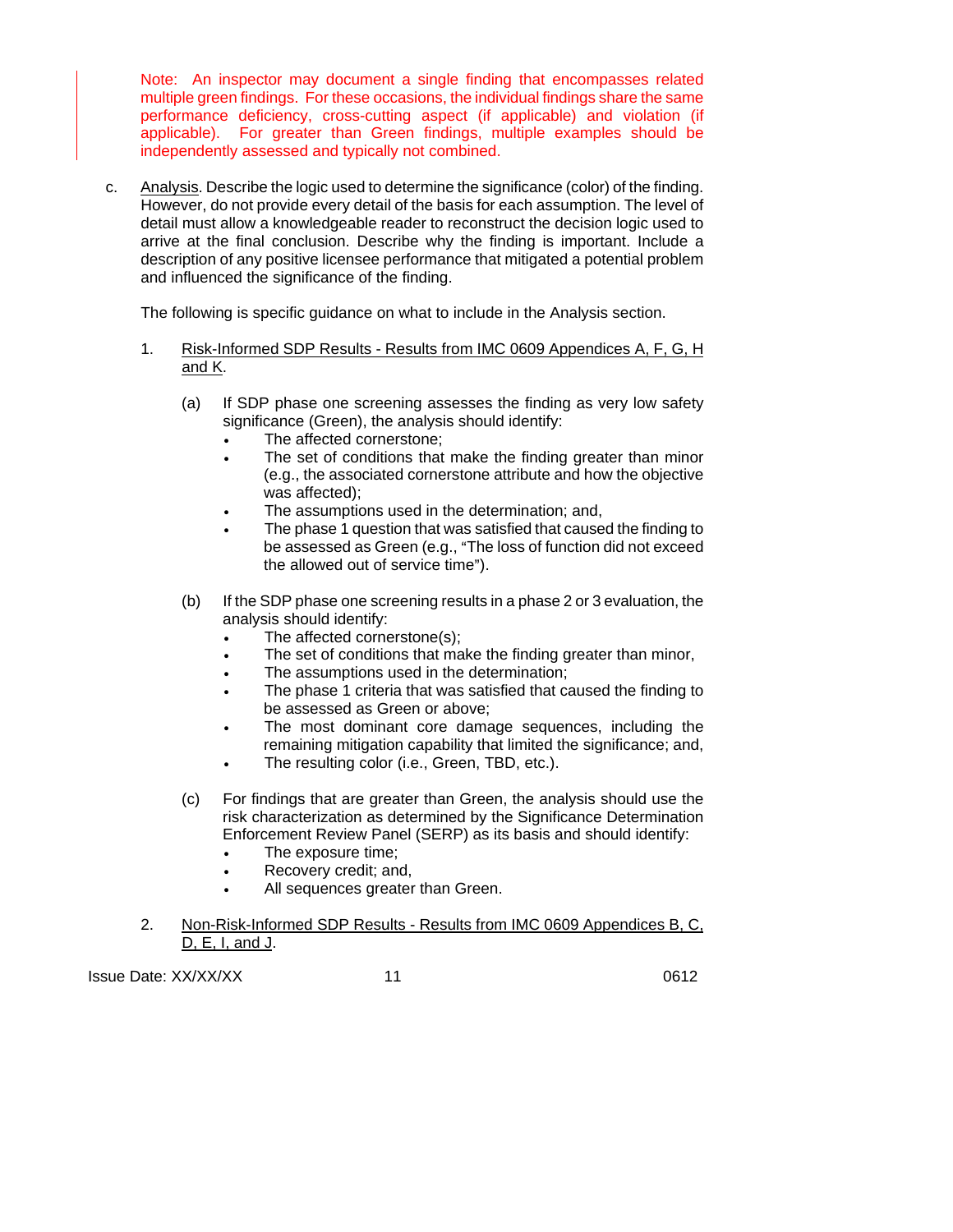Note: An inspector may document a single finding that encompasses related multiple green findings. For these occasions, the individual findings share the same performance deficiency, cross-cutting aspect (if applicable) and violation (if applicable). For greater than Green findings, multiple examples should be independently assessed and typically not combined.

c. Analysis. Describe the logic used to determine the significance (color) of the finding. However, do not provide every detail of the basis for each assumption. The level of detail must allow a knowledgeable reader to reconstruct the decision logic used to arrive at the final conclusion. Describe why the finding is important. Include a description of any positive licensee performance that mitigated a potential problem and influenced the significance of the finding.

   The following is specific guidance on what to include in the Analysis section.

   1. Risk-Informed SDP Results - Results from IMC 0609 Appendices A, F, G, H and K.

      (a) If SDP phase one screening assesses the finding as very low safety significance (Green), the analysis should identify:
         - The affected cornerstone;
         - The set of conditions that make the finding greater than minor (e.g., the associated cornerstone attribute and how the objective was affected);
         - The assumptions used in the determination; and,
         - The phase 1 question that was satisfied that caused the finding to be assessed as Green (e.g., "The loss of function did not exceed the allowed out of service time").

      (b) If the SDP phase one screening results in a phase 2 or 3 evaluation, the analysis should identify:
         - The affected cornerstone(s);
         - The set of conditions that make the finding greater than minor,
         - The assumptions used in the determination;
         - The phase 1 criteria that was satisfied that caused the finding to be assessed as Green or above;
         - The most dominant core damage sequences, including the remaining mitigation capability that limited the significance; and,
         - The resulting color (i.e., Green, TBD, etc.).

      (c) For findings that are greater than Green, the analysis should use the risk characterization as determined by the Significance Determination Enforcement Review Panel (SERP) as its basis and should identify:
         - The exposure time;
         - Recovery credit; and,
         - All sequences greater than Green.

   2. Non-Risk-Informed SDP Results - Results from IMC 0609 Appendices B, C, D, E, I, and J.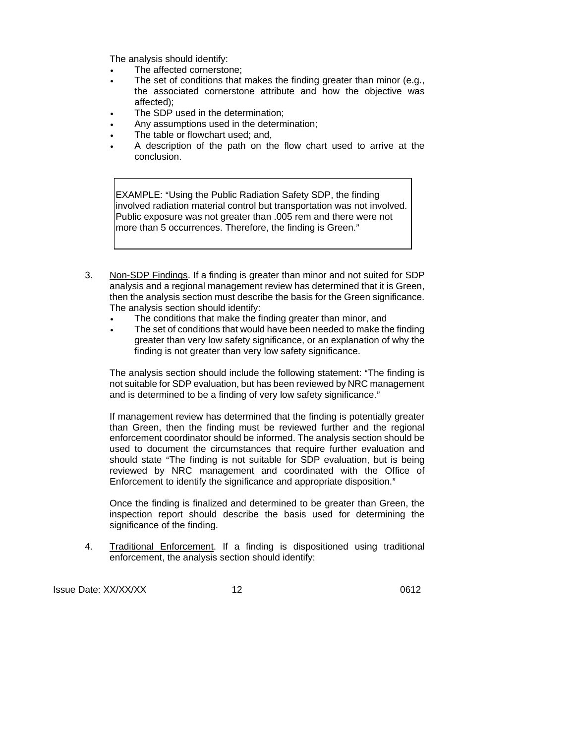The analysis should identify:

- The affected cornerstone;
- The set of conditions that makes the finding greater than minor (e.g., the associated cornerstone attribute and how the objective was affected);
- The SDP used in the determination;
- Any assumptions used in the determination;
- The table or flowchart used; and,
- A description of the path on the flow chart used to arrive at the conclusion.

> EXAMPLE: “Using the Public Radiation Safety SDP, the finding involved radiation material control but transportation was not involved. Public exposure was not greater than .005 rem and there were not more than 5 occurrences. Therefore, the finding is Green.”

3. Non-SDP Findings. If a finding is greater than minor and not suited for SDP analysis and a regional management review has determined that it is Green, then the analysis section must describe the basis for the Green significance. The analysis section should identify:

   - The conditions that make the finding greater than minor, and
   - The set of conditions that would have been needed to make the finding greater than very low safety significance, or an explanation of why the finding is not greater than very low safety significance.

   The analysis section should include the following statement: “The finding is not suitable for SDP evaluation, but has been reviewed by NRC management and is determined to be a finding of very low safety significance.”

   If management review has determined that the finding is potentially greater than Green, then the finding must be reviewed further and the regional enforcement coordinator should be informed. The analysis section should be used to document the circumstances that require further evaluation and should state “The finding is not suitable for SDP evaluation, but is being reviewed by NRC management and coordinated with the Office of Enforcement to identify the significance and appropriate disposition.”

   Once the finding is finalized and determined to be greater than Green, the inspection report should describe the basis used for determining the significance of the finding.

4. Traditional Enforcement. If a finding is dispositioned using traditional enforcement, the analysis section should identify: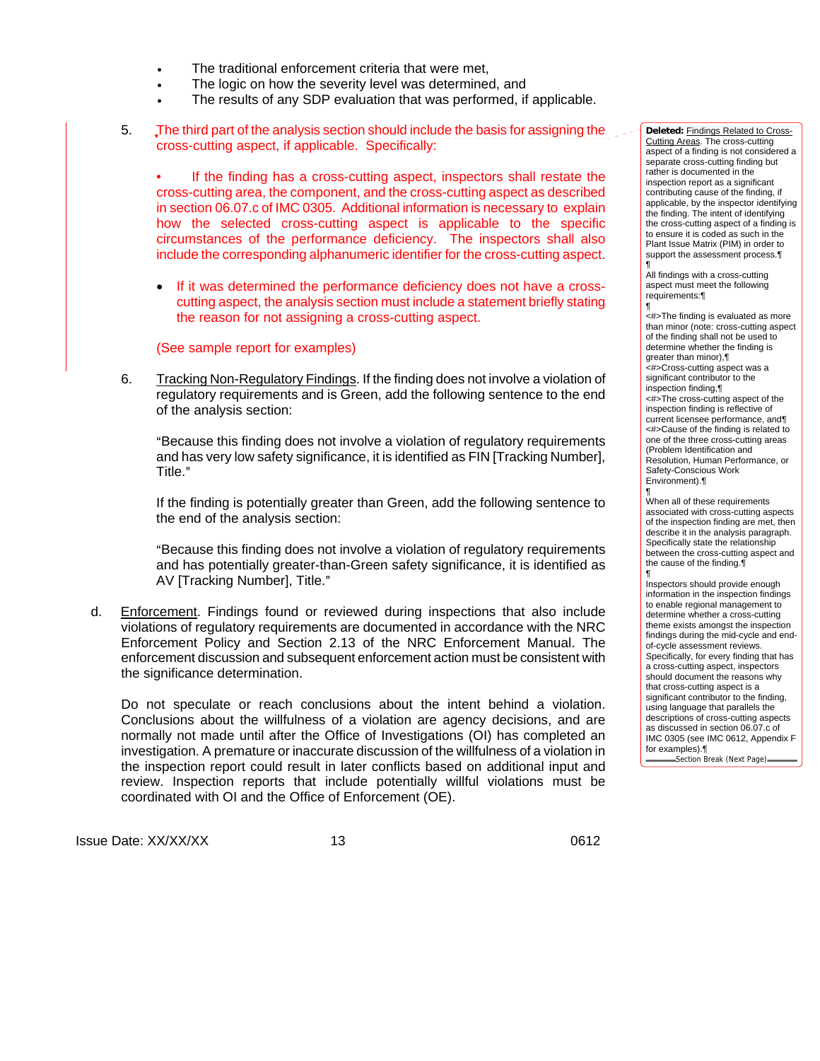- The traditional enforcement criteria that were met,
- The logic on how the severity level was determined, and
- The results of any SDP evaluation that was performed, if applicable.

5. The third part of the analysis section should include the basis for assigning the cross-cutting aspect, if applicable. Specifically:

   - If the finding has a cross-cutting aspect, inspectors shall restate the cross-cutting area, the component, and the cross-cutting aspect as described in section 06.07.c of IMC 0305. Additional information is necessary to explain how the selected cross-cutting aspect is applicable to the specific circumstances of the performance deficiency. The inspectors shall also include the corresponding alphanumeric identifier for the cross-cutting aspect.

   - If it was determined the performance deficiency does not have a cross-cutting aspect, the analysis section must include a statement briefly stating the reason for not assigning a cross-cutting aspect.

   (See sample report for examples)

6. Tracking Non-Regulatory Findings. If the finding does not involve a violation of regulatory requirements and is Green, add the following sentence to the end of the analysis section:

   "Because this finding does not involve a violation of regulatory requirements and has very low safety significance, it is identified as FIN [Tracking Number], Title."

   If the finding is potentially greater than Green, add the following sentence to the end of the analysis section:

   "Because this finding does not involve a violation of regulatory requirements and has potentially greater-than-Green safety significance, it is identified as AV [Tracking Number], Title."

d. Enforcement. Findings found or reviewed during inspections that also include violations of regulatory requirements are documented in accordance with the NRC Enforcement Policy and Section 2.13 of the NRC Enforcement Manual. The enforcement discussion and subsequent enforcement action must be consistent with the significance determination.

   Do not speculate or reach conclusions about the intent behind a violation. Conclusions about the willfulness of a violation are agency decisions, and are normally not made until after the Office of Investigations (OI) has completed an investigation. A premature or inaccurate discussion of the willfulness of a violation in the inspection report could result in later conflicts based on additional input and review. Inspection reports that include potentially willful violations must be coordinated with OI and the Office of Enforcement (OE).

**Deleted:** Findings Related to Cross-Cutting Areas. The cross-cutting aspect of a finding is not considered a separate cross-cutting finding but rather is documented in the inspection report as a significant contributing cause of the finding, if applicable, by the inspector identifying the finding. The intent of identifying the cross-cutting aspect of a finding is to ensure it is coded as such in the Plant Issue Matrix (PIM) in order to support the assessment process.

All findings with a cross-cutting aspect must meet the following requirements:

- The finding is evaluated as more than minor (note: cross-cutting aspect of the finding shall not be used to determine whether the finding is greater than minor),
- Cross-cutting aspect was a significant contributor to the inspection finding,
- The cross-cutting aspect of the inspection finding is reflective of current licensee performance, and
- Cause of the finding is related to one of the three cross-cutting areas (Problem Identification and Resolution, Human Performance, or Safety-Conscious Work Environment).

When all of these requirements associated with cross-cutting aspects of the inspection finding are met, then describe it in the analysis paragraph. Specifically state the relationship between the cross-cutting aspect and the cause of the finding.

Inspectors should provide enough information in the inspection findings to enable regional management to determine whether a cross-cutting theme exists amongst the inspection findings during the mid-cycle and end-of-cycle assessment reviews. Specifically, for every finding that has a cross-cutting aspect, inspectors should document the reasons why that cross-cutting aspect is a significant contributor to the finding, using language that parallels the descriptions of cross-cutting aspects as discussed in section 06.07.c of IMC 0305 (see IMC 0612, Appendix F for examples).

Section Break (Next Page)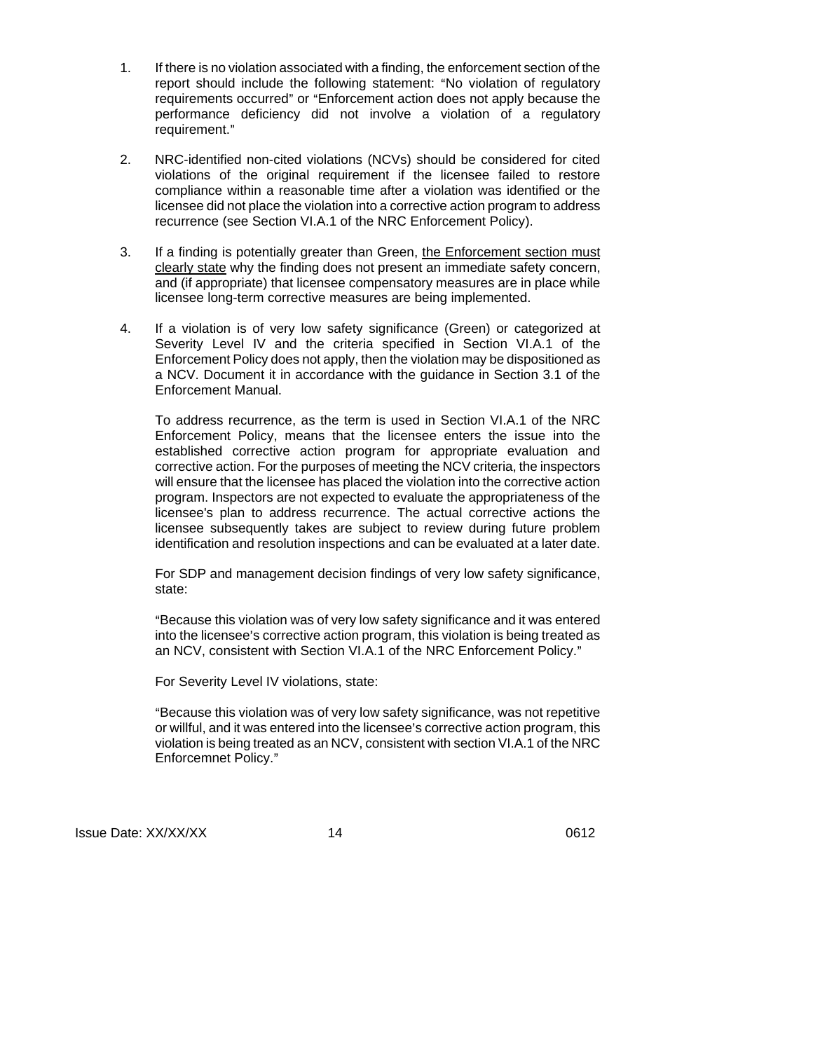1. If there is no violation associated with a finding, the enforcement section of the report should include the following statement: "No violation of regulatory requirements occurred" or "Enforcement action does not apply because the performance deficiency did not involve a violation of a regulatory requirement."

2. NRC-identified non-cited violations (NCVs) should be considered for cited violations of the original requirement if the licensee failed to restore compliance within a reasonable time after a violation was identified or the licensee did not place the violation into a corrective action program to address recurrence (see Section VI.A.1 of the NRC Enforcement Policy).

3. If a finding is potentially greater than Green, <u>the Enforcement section must clearly state</u> why the finding does not present an immediate safety concern, and (if appropriate) that licensee compensatory measures are in place while licensee long-term corrective measures are being implemented.

4. If a violation is of very low safety significance (Green) or categorized at Severity Level IV and the criteria specified in Section VI.A.1 of the Enforcement Policy does not apply, then the violation may be dispositioned as a NCV. Document it in accordance with the guidance in Section 3.1 of the Enforcement Manual.

   To address recurrence, as the term is used in Section VI.A.1 of the NRC Enforcement Policy, means that the licensee enters the issue into the established corrective action program for appropriate evaluation and corrective action. For the purposes of meeting the NCV criteria, the inspectors will ensure that the licensee has placed the violation into the corrective action program. Inspectors are not expected to evaluate the appropriateness of the licensee's plan to address recurrence. The actual corrective actions the licensee subsequently takes are subject to review during future problem identification and resolution inspections and can be evaluated at a later date.

   For SDP and management decision findings of very low safety significance, state:

   "Because this violation was of very low safety significance and it was entered into the licensee's corrective action program, this violation is being treated as an NCV, consistent with Section VI.A.1 of the NRC Enforcement Policy."

   For Severity Level IV violations, state:

   "Because this violation was of very low safety significance, was not repetitive or willful, and it was entered into the licensee's corrective action program, this violation is being treated as an NCV, consistent with section VI.A.1 of the NRC Enforcemnet Policy."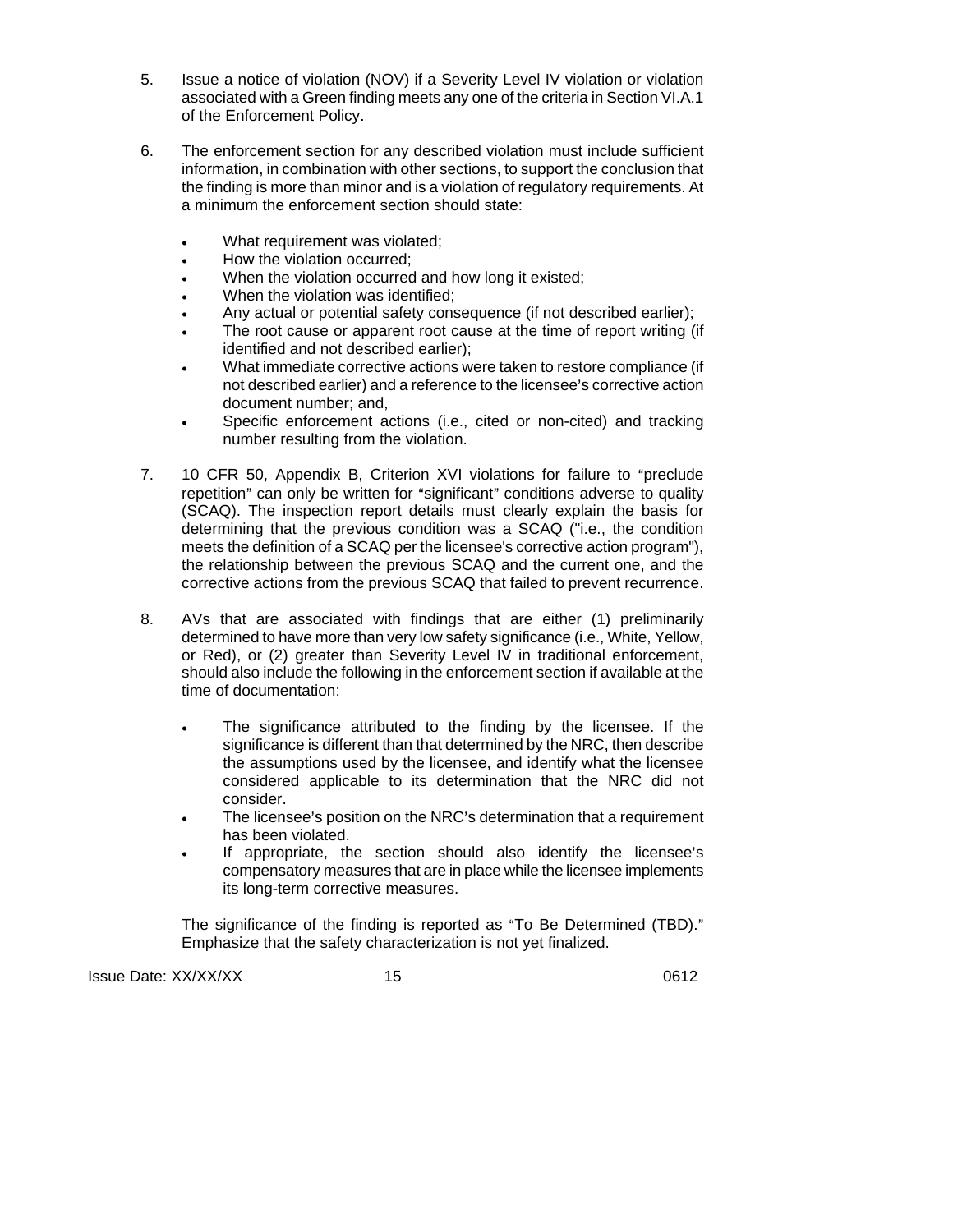5. Issue a notice of violation (NOV) if a Severity Level IV violation or violation associated with a Green finding meets any one of the criteria in Section VI.A.1 of the Enforcement Policy.

6. The enforcement section for any described violation must include sufficient information, in combination with other sections, to support the conclusion that the finding is more than minor and is a violation of regulatory requirements. At a minimum the enforcement section should state:

   - What requirement was violated;
   - How the violation occurred;
   - When the violation occurred and how long it existed;
   - When the violation was identified;
   - Any actual or potential safety consequence (if not described earlier);
   - The root cause or apparent root cause at the time of report writing (if identified and not described earlier);
   - What immediate corrective actions were taken to restore compliance (if not described earlier) and a reference to the licensee's corrective action document number; and,
   - Specific enforcement actions (i.e., cited or non-cited) and tracking number resulting from the violation.

7. 10 CFR 50, Appendix B, Criterion XVI violations for failure to "preclude repetition" can only be written for "significant" conditions adverse to quality (SCAQ). The inspection report details must clearly explain the basis for determining that the previous condition was a SCAQ ("i.e., the condition meets the definition of a SCAQ per the licensee's corrective action program"), the relationship between the previous SCAQ and the current one, and the corrective actions from the previous SCAQ that failed to prevent recurrence.

8. AVs that are associated with findings that are either (1) preliminarily determined to have more than very low safety significance (i.e., White, Yellow, or Red), or (2) greater than Severity Level IV in traditional enforcement, should also include the following in the enforcement section if available at the time of documentation:

   - The significance attributed to the finding by the licensee. If the significance is different than that determined by the NRC, then describe the assumptions used by the licensee, and identify what the licensee considered applicable to its determination that the NRC did not consider.
   - The licensee's position on the NRC's determination that a requirement has been violated.
   - If appropriate, the section should also identify the licensee's compensatory measures that are in place while the licensee implements its long-term corrective measures.

   The significance of the finding is reported as "To Be Determined (TBD)." Emphasize that the safety characterization is not yet finalized.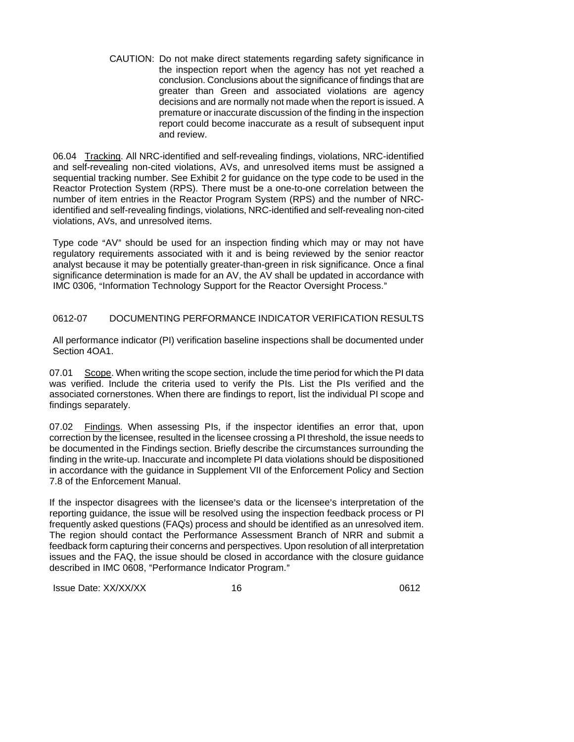CAUTION: Do not make direct statements regarding safety significance in the inspection report when the agency has not yet reached a conclusion. Conclusions about the significance of findings that are greater than Green and associated violations are agency decisions and are normally not made when the report is issued. A premature or inaccurate discussion of the finding in the inspection report could become inaccurate as a result of subsequent input and review.

06.04 Tracking. All NRC-identified and self-revealing findings, violations, NRC-identified and self-revealing non-cited violations, AVs, and unresolved items must be assigned a sequential tracking number. See Exhibit 2 for guidance on the type code to be used in the Reactor Protection System (RPS). There must be a one-to-one correlation between the number of item entries in the Reactor Program System (RPS) and the number of NRC-identified and self-revealing findings, violations, NRC-identified and self-revealing non-cited violations, AVs, and unresolved items.

Type code "AV" should be used for an inspection finding which may or may not have regulatory requirements associated with it and is being reviewed by the senior reactor analyst because it may be potentially greater-than-green in risk significance. Once a final significance determination is made for an AV, the AV shall be updated in accordance with IMC 0306, "Information Technology Support for the Reactor Oversight Process."

## 0612-07 DOCUMENTING PERFORMANCE INDICATOR VERIFICATION RESULTS

All performance indicator (PI) verification baseline inspections shall be documented under Section 4OA1.

07.01 Scope. When writing the scope section, include the time period for which the PI data was verified. Include the criteria used to verify the PIs. List the PIs verified and the associated cornerstones. When there are findings to report, list the individual PI scope and findings separately.

07.02 Findings. When assessing PIs, if the inspector identifies an error that, upon correction by the licensee, resulted in the licensee crossing a PI threshold, the issue needs to be documented in the Findings section. Briefly describe the circumstances surrounding the finding in the write-up. Inaccurate and incomplete PI data violations should be dispositioned in accordance with the guidance in Supplement VII of the Enforcement Policy and Section 7.8 of the Enforcement Manual.

If the inspector disagrees with the licensee's data or the licensee's interpretation of the reporting guidance, the issue will be resolved using the inspection feedback process or PI frequently asked questions (FAQs) process and should be identified as an unresolved item. The region should contact the Performance Assessment Branch of NRR and submit a feedback form capturing their concerns and perspectives. Upon resolution of all interpretation issues and the FAQ, the issue should be closed in accordance with the closure guidance described in IMC 0608, "Performance Indicator Program."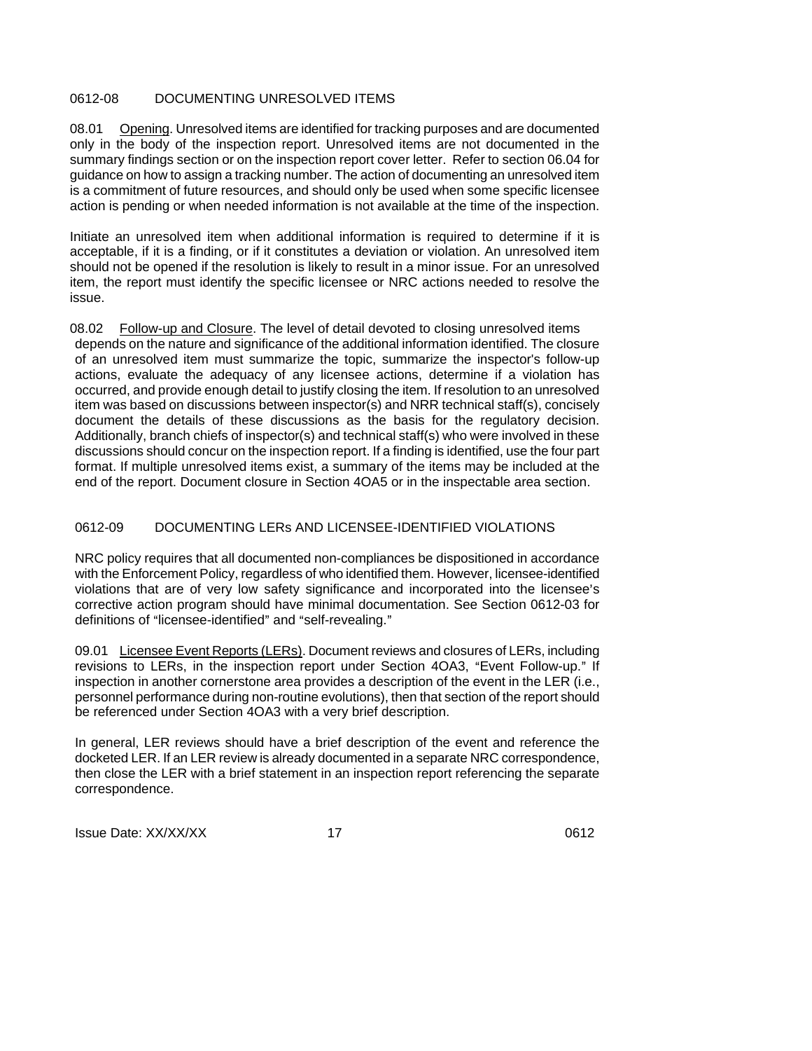## 0612-08 DOCUMENTING UNRESOLVED ITEMS

08.01 Opening. Unresolved items are identified for tracking purposes and are documented only in the body of the inspection report. Unresolved items are not documented in the summary findings section or on the inspection report cover letter. Refer to section 06.04 for guidance on how to assign a tracking number. The action of documenting an unresolved item is a commitment of future resources, and should only be used when some specific licensee action is pending or when needed information is not available at the time of the inspection.

Initiate an unresolved item when additional information is required to determine if it is acceptable, if it is a finding, or if it constitutes a deviation or violation. An unresolved item should not be opened if the resolution is likely to result in a minor issue. For an unresolved item, the report must identify the specific licensee or NRC actions needed to resolve the issue.

08.02 Follow-up and Closure. The level of detail devoted to closing unresolved items depends on the nature and significance of the additional information identified. The closure of an unresolved item must summarize the topic, summarize the inspector's follow-up actions, evaluate the adequacy of any licensee actions, determine if a violation has occurred, and provide enough detail to justify closing the item. If resolution to an unresolved item was based on discussions between inspector(s) and NRR technical staff(s), concisely document the details of these discussions as the basis for the regulatory decision. Additionally, branch chiefs of inspector(s) and technical staff(s) who were involved in these discussions should concur on the inspection report. If a finding is identified, use the four part format. If multiple unresolved items exist, a summary of the items may be included at the end of the report. Document closure in Section 4OA5 or in the inspectable area section.

## 0612-09 DOCUMENTING LERs AND LICENSEE-IDENTIFIED VIOLATIONS

NRC policy requires that all documented non-compliances be dispositioned in accordance with the Enforcement Policy, regardless of who identified them. However, licensee-identified violations that are of very low safety significance and incorporated into the licensee's corrective action program should have minimal documentation. See Section 0612-03 for definitions of "licensee-identified" and "self-revealing."

09.01 Licensee Event Reports (LERs). Document reviews and closures of LERs, including revisions to LERs, in the inspection report under Section 4OA3, "Event Follow-up." If inspection in another cornerstone area provides a description of the event in the LER (i.e., personnel performance during non-routine evolutions), then that section of the report should be referenced under Section 4OA3 with a very brief description.

In general, LER reviews should have a brief description of the event and reference the docketed LER. If an LER review is already documented in a separate NRC correspondence, then close the LER with a brief statement in an inspection report referencing the separate correspondence.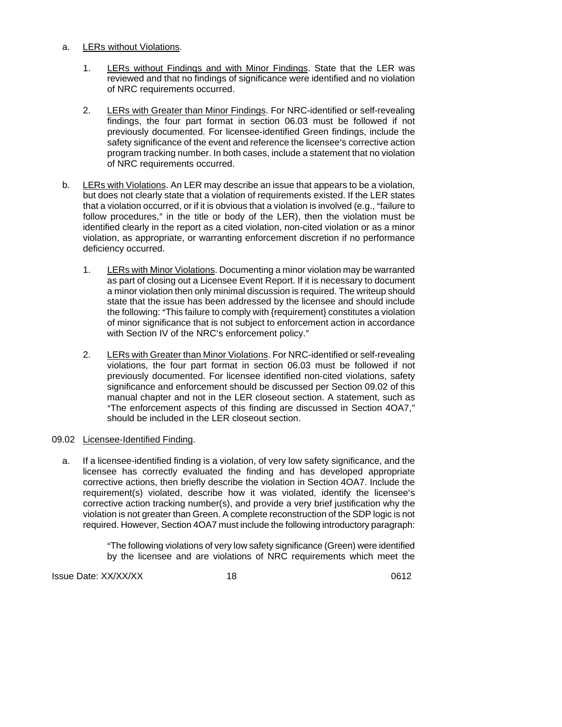a. LERs without Violations.

   1. LERs without Findings and with Minor Findings. State that the LER was reviewed and that no findings of significance were identified and no violation of NRC requirements occurred.

   2. LERs with Greater than Minor Findings. For NRC-identified or self-revealing findings, the four part format in section 06.03 must be followed if not previously documented. For licensee-identified Green findings, include the safety significance of the event and reference the licensee's corrective action program tracking number. In both cases, include a statement that no violation of NRC requirements occurred.

b. LERs with Violations. An LER may describe an issue that appears to be a violation, but does not clearly state that a violation of requirements existed. If the LER states that a violation occurred, or if it is obvious that a violation is involved (e.g., "failure to follow procedures," in the title or body of the LER), then the violation must be identified clearly in the report as a cited violation, non-cited violation or as a minor violation, as appropriate, or warranting enforcement discretion if no performance deficiency occurred.

   1. LERs with Minor Violations. Documenting a minor violation may be warranted as part of closing out a Licensee Event Report. If it is necessary to document a minor violation then only minimal discussion is required. The writeup should state that the issue has been addressed by the licensee and should include the following: "This failure to comply with {requirement} constitutes a violation of minor significance that is not subject to enforcement action in accordance with Section IV of the NRC's enforcement policy."

   2. LERs with Greater than Minor Violations. For NRC-identified or self-revealing violations, the four part format in section 06.03 must be followed if not previously documented. For licensee identified non-cited violations, safety significance and enforcement should be discussed per Section 09.02 of this manual chapter and not in the LER closeout section. A statement, such as "The enforcement aspects of this finding are discussed in Section 4OA7," should be included in the LER closeout section.

09.02 Licensee-Identified Finding.

a. If a licensee-identified finding is a violation, of very low safety significance, and the licensee has correctly evaluated the finding and has developed appropriate corrective actions, then briefly describe the violation in Section 4OA7. Include the requirement(s) violated, describe how it was violated, identify the licensee's corrective action tracking number(s), and provide a very brief justification why the violation is not greater than Green. A complete reconstruction of the SDP logic is not required. However, Section 4OA7 must include the following introductory paragraph:

> "The following violations of very low safety significance (Green) were identified by the licensee and are violations of NRC requirements which meet the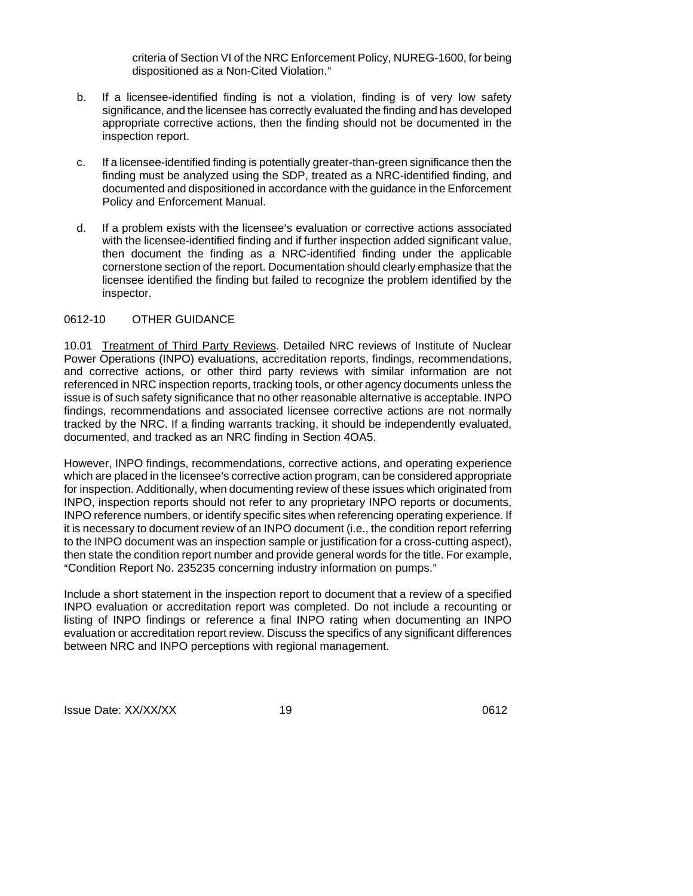criteria of Section VI of the NRC Enforcement Policy, NUREG-1600, for being dispositioned as a Non-Cited Violation."

b. If a licensee-identified finding is not a violation, finding is of very low safety significance, and the licensee has correctly evaluated the finding and has developed appropriate corrective actions, then the finding should not be documented in the inspection report.

c. If a licensee-identified finding is potentially greater-than-green significance then the finding must be analyzed using the SDP, treated as a NRC-identified finding, and documented and dispositioned in accordance with the guidance in the Enforcement Policy and Enforcement Manual.

d. If a problem exists with the licensee's evaluation or corrective actions associated with the licensee-identified finding and if further inspection added significant value, then document the finding as a NRC-identified finding under the applicable cornerstone section of the report. Documentation should clearly emphasize that the licensee identified the finding but failed to recognize the problem identified by the inspector.

## 0612-10 OTHER GUIDANCE

10.01 Treatment of Third Party Reviews. Detailed NRC reviews of Institute of Nuclear Power Operations (INPO) evaluations, accreditation reports, findings, recommendations, and corrective actions, or other third party reviews with similar information are not referenced in NRC inspection reports, tracking tools, or other agency documents unless the issue is of such safety significance that no other reasonable alternative is acceptable. INPO findings, recommendations and associated licensee corrective actions are not normally tracked by the NRC. If a finding warrants tracking, it should be independently evaluated, documented, and tracked as an NRC finding in Section 4OA5.

However, INPO findings, recommendations, corrective actions, and operating experience which are placed in the licensee's corrective action program, can be considered appropriate for inspection. Additionally, when documenting review of these issues which originated from INPO, inspection reports should not refer to any proprietary INPO reports or documents, INPO reference numbers, or identify specific sites when referencing operating experience. If it is necessary to document review of an INPO document (i.e., the condition report referring to the INPO document was an inspection sample or justification for a cross-cutting aspect), then state the condition report number and provide general words for the title. For example, "Condition Report No. 235235 concerning industry information on pumps."

Include a short statement in the inspection report to document that a review of a specified INPO evaluation or accreditation report was completed. Do not include a recounting or listing of INPO findings or reference a final INPO rating when documenting an INPO evaluation or accreditation report review. Discuss the specifics of any significant differences between NRC and INPO perceptions with regional management.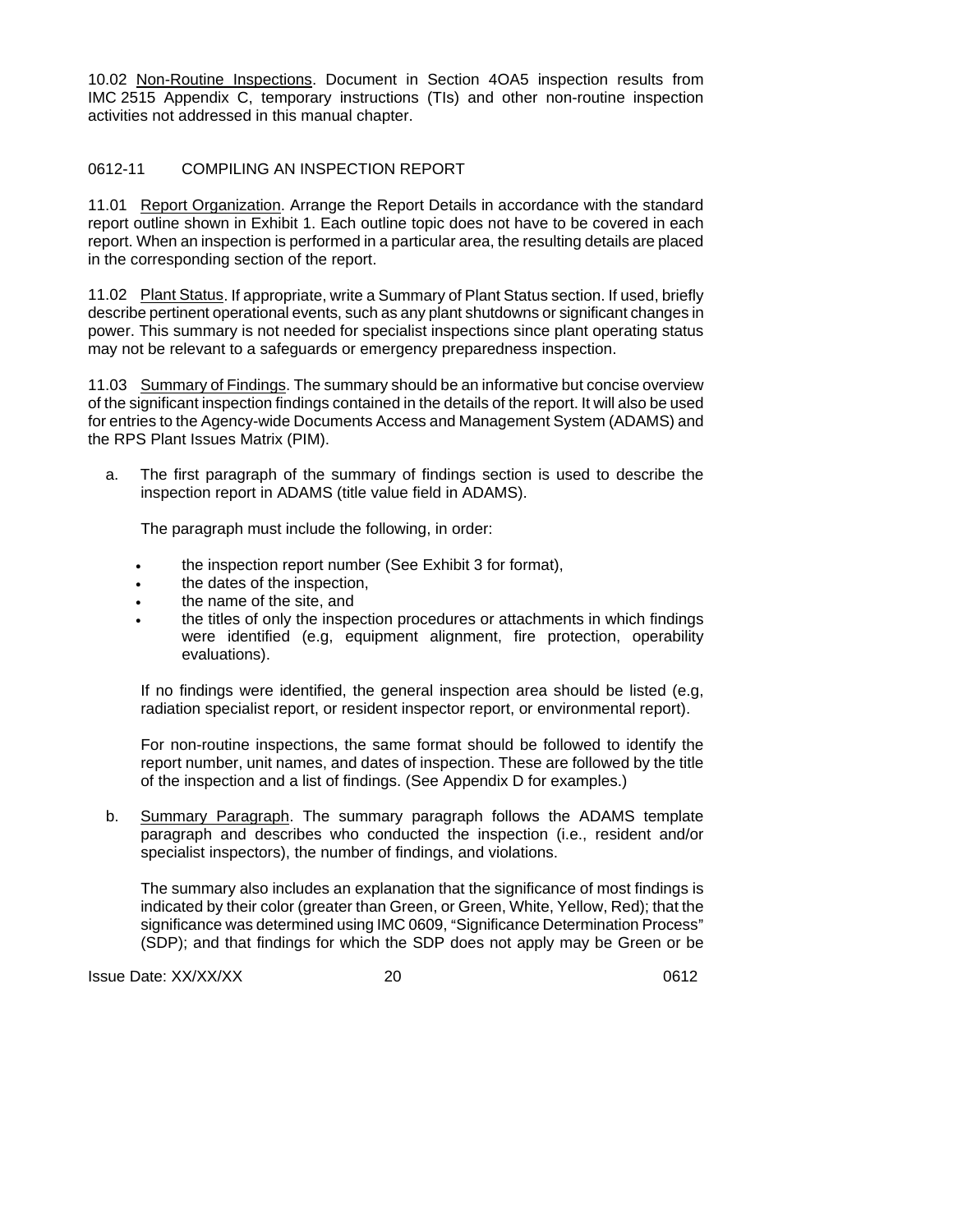10.02 Non-Routine Inspections. Document in Section 4OA5 inspection results from IMC 2515 Appendix C, temporary instructions (TIs) and other non-routine inspection activities not addressed in this manual chapter.

## 0612-11 COMPILING AN INSPECTION REPORT

11.01 Report Organization. Arrange the Report Details in accordance with the standard report outline shown in Exhibit 1. Each outline topic does not have to be covered in each report. When an inspection is performed in a particular area, the resulting details are placed in the corresponding section of the report.

11.02 Plant Status. If appropriate, write a Summary of Plant Status section. If used, briefly describe pertinent operational events, such as any plant shutdowns or significant changes in power. This summary is not needed for specialist inspections since plant operating status may not be relevant to a safeguards or emergency preparedness inspection.

11.03 Summary of Findings. The summary should be an informative but concise overview of the significant inspection findings contained in the details of the report. It will also be used for entries to the Agency-wide Documents Access and Management System (ADAMS) and the RPS Plant Issues Matrix (PIM).

a. The first paragraph of the summary of findings section is used to describe the inspection report in ADAMS (title value field in ADAMS).

   The paragraph must include the following, in order:

   - the inspection report number (See Exhibit 3 for format),
   - the dates of the inspection,
   - the name of the site, and
   - the titles of only the inspection procedures or attachments in which findings were identified (e.g, equipment alignment, fire protection, operability evaluations).

   If no findings were identified, the general inspection area should be listed (e.g, radiation specialist report, or resident inspector report, or environmental report).

   For non-routine inspections, the same format should be followed to identify the report number, unit names, and dates of inspection. These are followed by the title of the inspection and a list of findings. (See Appendix D for examples.)

b. Summary Paragraph. The summary paragraph follows the ADAMS template paragraph and describes who conducted the inspection (i.e., resident and/or specialist inspectors), the number of findings, and violations.

   The summary also includes an explanation that the significance of most findings is indicated by their color (greater than Green, or Green, White, Yellow, Red); that the significance was determined using IMC 0609, "Significance Determination Process" (SDP); and that findings for which the SDP does not apply may be Green or be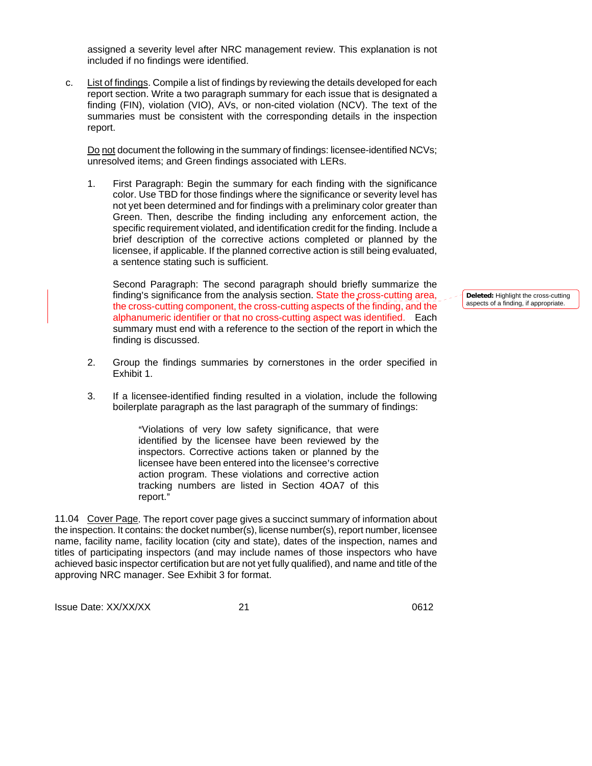assigned a severity level after NRC management review. This explanation is not included if no findings were identified.

c. List of findings. Compile a list of findings by reviewing the details developed for each report section. Write a two paragraph summary for each issue that is designated a finding (FIN), violation (VIO), AVs, or non-cited violation (NCV). The text of the summaries must be consistent with the corresponding details in the inspection report.

   Do not document the following in the summary of findings: licensee-identified NCVs; unresolved items; and Green findings associated with LERs.

   1. First Paragraph: Begin the summary for each finding with the significance color. Use TBD for those findings where the significance or severity level has not yet been determined and for findings with a preliminary color greater than Green. Then, describe the finding including any enforcement action, the specific requirement violated, and identification credit for the finding. Include a brief description of the corrective actions completed or planned by the licensee, if applicable. If the planned corrective action is still being evaluated, a sentence stating such is sufficient.

      Second Paragraph: The second paragraph should briefly summarize the finding's significance from the analysis section. State the cross-cutting area, the cross-cutting component, the cross-cutting aspects of the finding, and the alphanumeric identifier or that no cross-cutting aspect was identified. Each summary must end with a reference to the section of the report in which the finding is discussed.

      **Deleted:** Highlight the cross-cutting aspects of a finding, if appropriate.

   2. Group the findings summaries by cornerstones in the order specified in Exhibit 1.

   3. If a licensee-identified finding resulted in a violation, include the following boilerplate paragraph as the last paragraph of the summary of findings:

      > "Violations of very low safety significance, that were identified by the licensee have been reviewed by the inspectors. Corrective actions taken or planned by the licensee have been entered into the licensee's corrective action program. These violations and corrective action tracking numbers are listed in Section 4OA7 of this report."

11.04 Cover Page. The report cover page gives a succinct summary of information about the inspection. It contains: the docket number(s), license number(s), report number, licensee name, facility name, facility location (city and state), dates of the inspection, names and titles of participating inspectors (and may include names of those inspectors who have achieved basic inspector certification but are not yet fully qualified), and name and title of the approving NRC manager. See Exhibit 3 for format.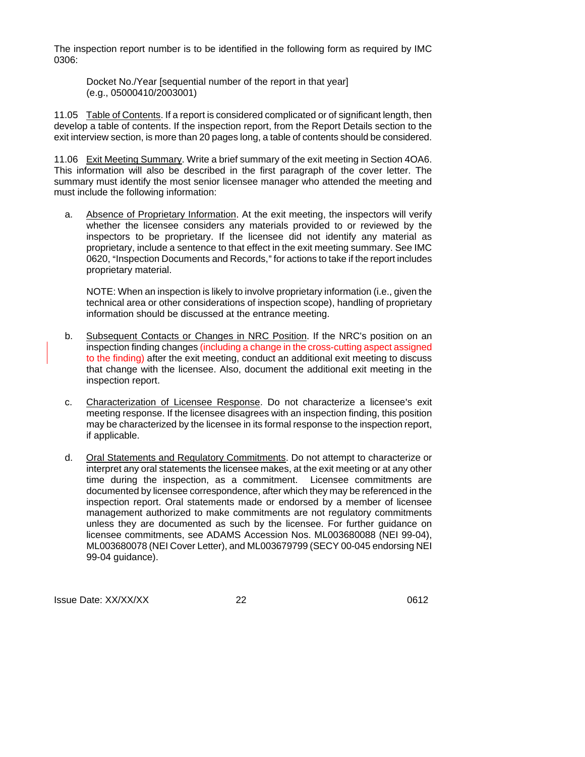The inspection report number is to be identified in the following form as required by IMC 0306:

> Docket No./Year [sequential number of the report in that year]
> (e.g., 05000410/2003001)

11.05 Table of Contents. If a report is considered complicated or of significant length, then develop a table of contents. If the inspection report, from the Report Details section to the exit interview section, is more than 20 pages long, a table of contents should be considered.

11.06 Exit Meeting Summary. Write a brief summary of the exit meeting in Section 4OA6. This information will also be described in the first paragraph of the cover letter. The summary must identify the most senior licensee manager who attended the meeting and must include the following information:

a. Absence of Proprietary Information. At the exit meeting, the inspectors will verify whether the licensee considers any materials provided to or reviewed by the inspectors to be proprietary. If the licensee did not identify any material as proprietary, include a sentence to that effect in the exit meeting summary. See IMC 0620, "Inspection Documents and Records," for actions to take if the report includes proprietary material.

   NOTE: When an inspection is likely to involve proprietary information (i.e., given the technical area or other considerations of inspection scope), handling of proprietary information should be discussed at the entrance meeting.

b. Subsequent Contacts or Changes in NRC Position. If the NRC's position on an inspection finding changes (including a change in the cross-cutting aspect assigned to the finding) after the exit meeting, conduct an additional exit meeting to discuss that change with the licensee. Also, document the additional exit meeting in the inspection report.

c. Characterization of Licensee Response. Do not characterize a licensee's exit meeting response. If the licensee disagrees with an inspection finding, this position may be characterized by the licensee in its formal response to the inspection report, if applicable.

d. Oral Statements and Regulatory Commitments. Do not attempt to characterize or interpret any oral statements the licensee makes, at the exit meeting or at any other time during the inspection, as a commitment. Licensee commitments are documented by licensee correspondence, after which they may be referenced in the inspection report. Oral statements made or endorsed by a member of licensee management authorized to make commitments are not regulatory commitments unless they are documented as such by the licensee. For further guidance on licensee commitments, see ADAMS Accession Nos. ML003680088 (NEI 99-04), ML003680078 (NEI Cover Letter), and ML003679799 (SECY 00-045 endorsing NEI 99-04 guidance).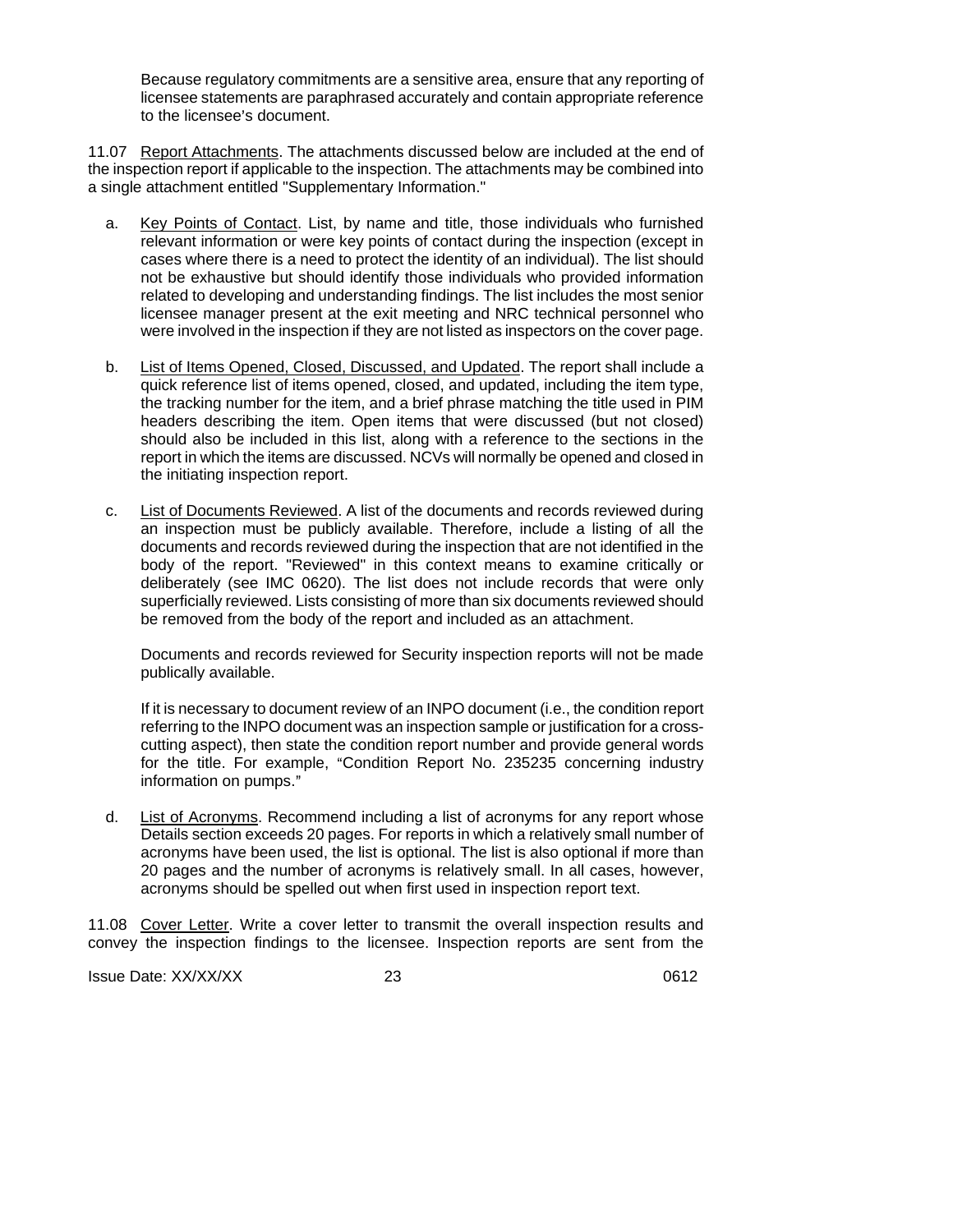Because regulatory commitments are a sensitive area, ensure that any reporting of licensee statements are paraphrased accurately and contain appropriate reference to the licensee's document.

11.07 Report Attachments. The attachments discussed below are included at the end of the inspection report if applicable to the inspection. The attachments may be combined into a single attachment entitled "Supplementary Information."

a. Key Points of Contact. List, by name and title, those individuals who furnished relevant information or were key points of contact during the inspection (except in cases where there is a need to protect the identity of an individual). The list should not be exhaustive but should identify those individuals who provided information related to developing and understanding findings. The list includes the most senior licensee manager present at the exit meeting and NRC technical personnel who were involved in the inspection if they are not listed as inspectors on the cover page.

b. List of Items Opened, Closed, Discussed, and Updated. The report shall include a quick reference list of items opened, closed, and updated, including the item type, the tracking number for the item, and a brief phrase matching the title used in PIM headers describing the item. Open items that were discussed (but not closed) should also be included in this list, along with a reference to the sections in the report in which the items are discussed. NCVs will normally be opened and closed in the initiating inspection report.

c. List of Documents Reviewed. A list of the documents and records reviewed during an inspection must be publicly available. Therefore, include a listing of all the documents and records reviewed during the inspection that are not identified in the body of the report. "Reviewed" in this context means to examine critically or deliberately (see IMC 0620). The list does not include records that were only superficially reviewed. Lists consisting of more than six documents reviewed should be removed from the body of the report and included as an attachment.

   Documents and records reviewed for Security inspection reports will not be made publically available.

   If it is necessary to document review of an INPO document (i.e., the condition report referring to the INPO document was an inspection sample or justification for a cross-cutting aspect), then state the condition report number and provide general words for the title. For example, "Condition Report No. 235235 concerning industry information on pumps."

d. List of Acronyms. Recommend including a list of acronyms for any report whose Details section exceeds 20 pages. For reports in which a relatively small number of acronyms have been used, the list is optional. The list is also optional if more than 20 pages and the number of acronyms is relatively small. In all cases, however, acronyms should be spelled out when first used in inspection report text.

11.08 Cover Letter. Write a cover letter to transmit the overall inspection results and convey the inspection findings to the licensee. Inspection reports are sent from the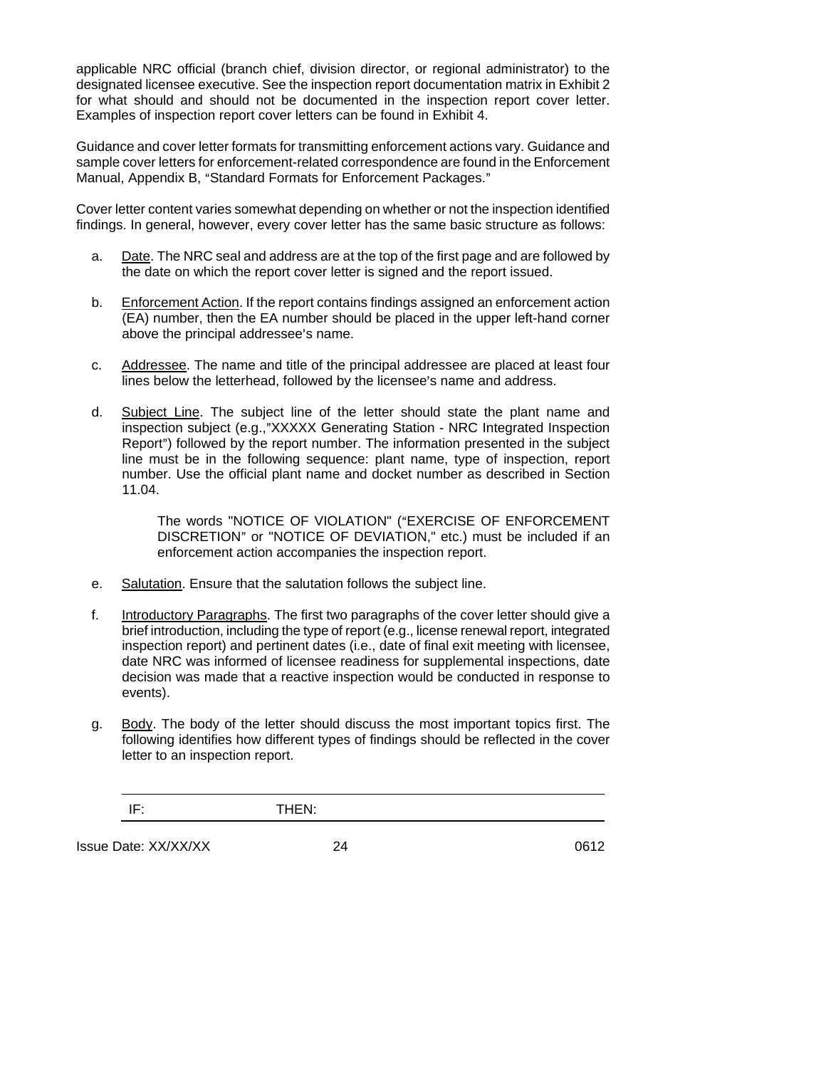applicable NRC official (branch chief, division director, or regional administrator) to the designated licensee executive. See the inspection report documentation matrix in Exhibit 2 for what should and should not be documented in the inspection report cover letter. Examples of inspection report cover letters can be found in Exhibit 4.

Guidance and cover letter formats for transmitting enforcement actions vary. Guidance and sample cover letters for enforcement-related correspondence are found in the Enforcement Manual, Appendix B, "Standard Formats for Enforcement Packages."

Cover letter content varies somewhat depending on whether or not the inspection identified findings. In general, however, every cover letter has the same basic structure as follows:

a. Date. The NRC seal and address are at the top of the first page and are followed by the date on which the report cover letter is signed and the report issued.

b. Enforcement Action. If the report contains findings assigned an enforcement action (EA) number, then the EA number should be placed in the upper left-hand corner above the principal addressee's name.

c. Addressee. The name and title of the principal addressee are placed at least four lines below the letterhead, followed by the licensee's name and address.

d. Subject Line. The subject line of the letter should state the plant name and inspection subject (e.g.,"XXXXX Generating Station - NRC Integrated Inspection Report") followed by the report number. The information presented in the subject line must be in the following sequence: plant name, type of inspection, report number. Use the official plant name and docket number as described in Section 11.04.

   The words "NOTICE OF VIOLATION" ("EXERCISE OF ENFORCEMENT DISCRETION" or "NOTICE OF DEVIATION," etc.) must be included if an enforcement action accompanies the inspection report.

e. Salutation. Ensure that the salutation follows the subject line.

f. Introductory Paragraphs. The first two paragraphs of the cover letter should give a brief introduction, including the type of report (e.g., license renewal report, integrated inspection report) and pertinent dates (i.e., date of final exit meeting with licensee, date NRC was informed of licensee readiness for supplemental inspections, date decision was made that a reactive inspection would be conducted in response to events).

g. Body. The body of the letter should discuss the most important topics first. The following identifies how different types of findings should be reflected in the cover letter to an inspection report.

| IF: | THEN: |
|---|---|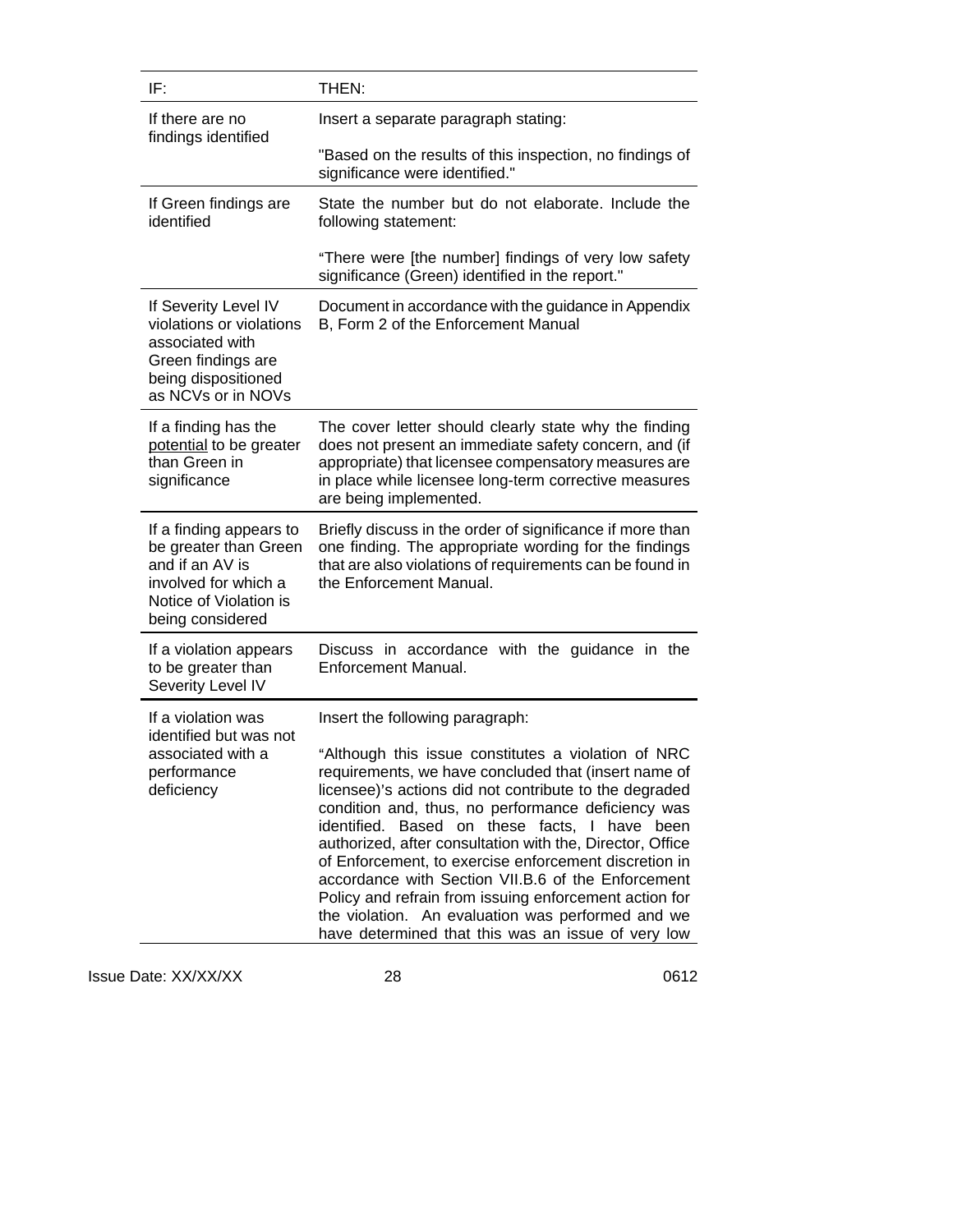| IF: | THEN: |
|---|---|
| If there are no findings identified | Insert a separate paragraph stating:<br><br>"Based on the results of this inspection, no findings of significance were identified." |
| If Green findings are identified | State the number but do not elaborate. Include the following statement:<br><br>"There were [the number] findings of very low safety significance (Green) identified in the report." |
| If Severity Level IV violations or violations associated with Green findings are being dispositioned as NCVs or in NOVs | Document in accordance with the guidance in Appendix B, Form 2 of the Enforcement Manual |
| If a finding has the <u>potential</u> to be greater than Green in significance | The cover letter should clearly state why the finding does not present an immediate safety concern, and (if appropriate) that licensee compensatory measures are in place while licensee long-term corrective measures are being implemented. |
| If a finding appears to be greater than Green and if an AV is involved for which a Notice of Violation is being considered | Briefly discuss in the order of significance if more than one finding. The appropriate wording for the findings that are also violations of requirements can be found in the Enforcement Manual. |
| If a violation appears to be greater than Severity Level IV | Discuss in accordance with the guidance in the Enforcement Manual. |
| If a violation was identified but was not associated with a performance deficiency | Insert the following paragraph:<br><br>"Although this issue constitutes a violation of NRC requirements, we have concluded that (insert name of licensee)'s actions did not contribute to the degraded condition and, thus, no performance deficiency was identified. Based on these facts, I have been authorized, after consultation with the, Director, Office of Enforcement, to exercise enforcement discretion in accordance with Section VII.B.6 of the Enforcement Policy and refrain from issuing enforcement action for the violation. An evaluation was performed and we have determined that this was an issue of very low |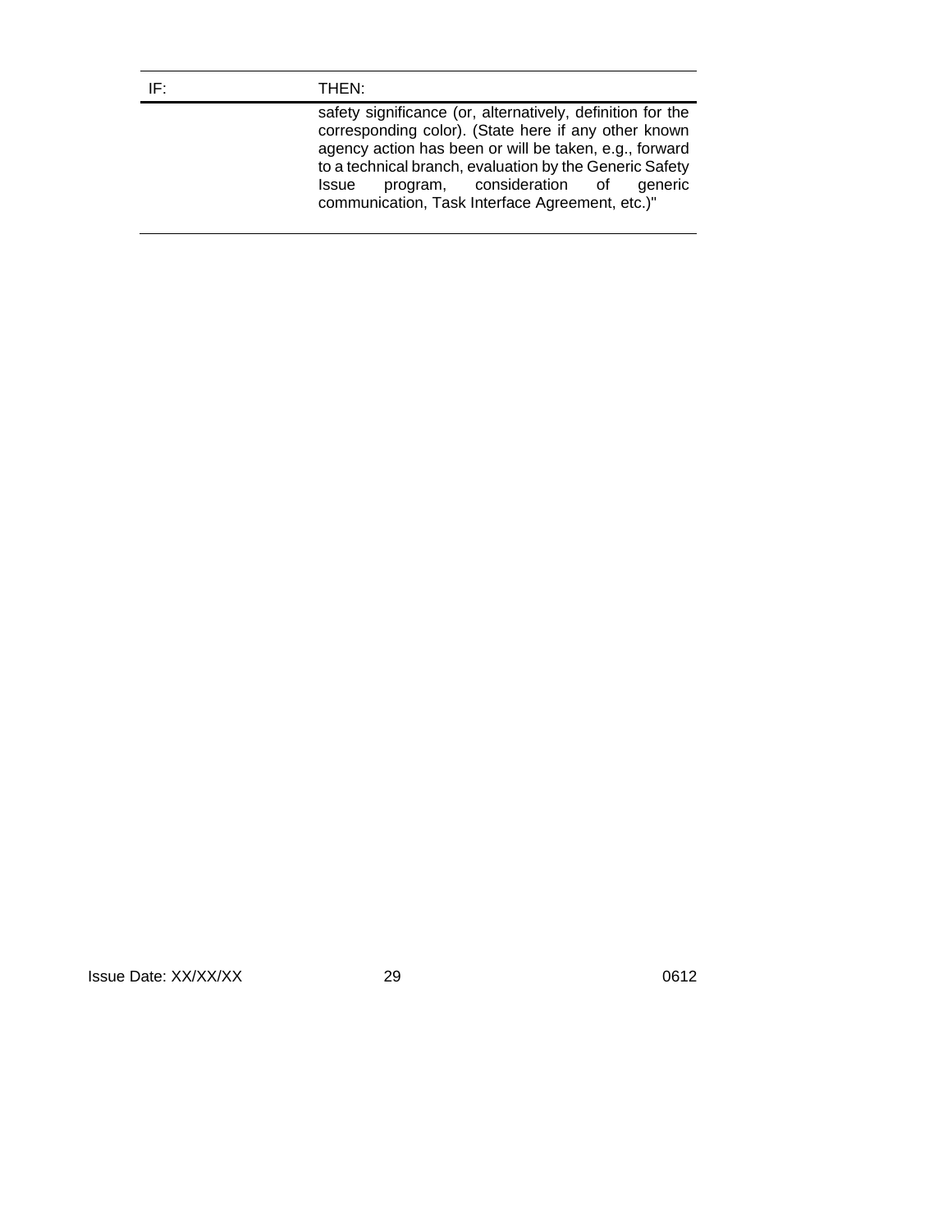| IF: | THEN: |
| --- | --- |
| | safety significance (or, alternatively, definition for the corresponding color). (State here if any other known agency action has been or will be taken, e.g., forward to a technical branch, evaluation by the Generic Safety Issue program, consideration of generic communication, Task Interface Agreement, etc.)" |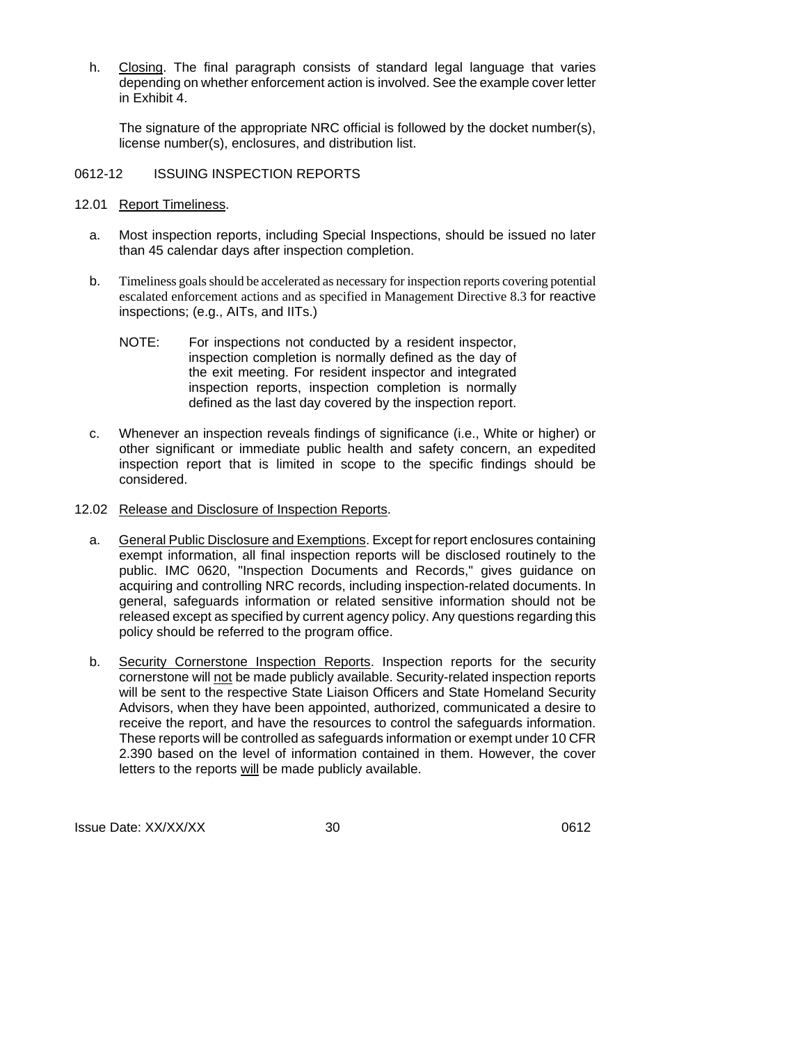h. Closing. The final paragraph consists of standard legal language that varies depending on whether enforcement action is involved. See the example cover letter in Exhibit 4.

   The signature of the appropriate NRC official is followed by the docket number(s), license number(s), enclosures, and distribution list.

## 0612-12 ISSUING INSPECTION REPORTS

### 12.01 Report Timeliness.

a. Most inspection reports, including Special Inspections, should be issued no later than 45 calendar days after inspection completion.

b. Timeliness goals should be accelerated as necessary for inspection reports covering potential escalated enforcement actions and as specified in Management Directive 8.3 for reactive inspections; (e.g., AITs, and IITs.)

   NOTE: For inspections not conducted by a resident inspector, inspection completion is normally defined as the day of the exit meeting. For resident inspector and integrated inspection reports, inspection completion is normally defined as the last day covered by the inspection report.

c. Whenever an inspection reveals findings of significance (i.e., White or higher) or other significant or immediate public health and safety concern, an expedited inspection report that is limited in scope to the specific findings should be considered.

### 12.02 Release and Disclosure of Inspection Reports.

a. General Public Disclosure and Exemptions. Except for report enclosures containing exempt information, all final inspection reports will be disclosed routinely to the public. IMC 0620, "Inspection Documents and Records," gives guidance on acquiring and controlling NRC records, including inspection-related documents. In general, safeguards information or related sensitive information should not be released except as specified by current agency policy. Any questions regarding this policy should be referred to the program office.

b. Security Cornerstone Inspection Reports. Inspection reports for the security cornerstone will not be made publicly available. Security-related inspection reports will be sent to the respective State Liaison Officers and State Homeland Security Advisors, when they have been appointed, authorized, communicated a desire to receive the report, and have the resources to control the safeguards information. These reports will be controlled as safeguards information or exempt under 10 CFR 2.390 based on the level of information contained in them. However, the cover letters to the reports will be made publicly available.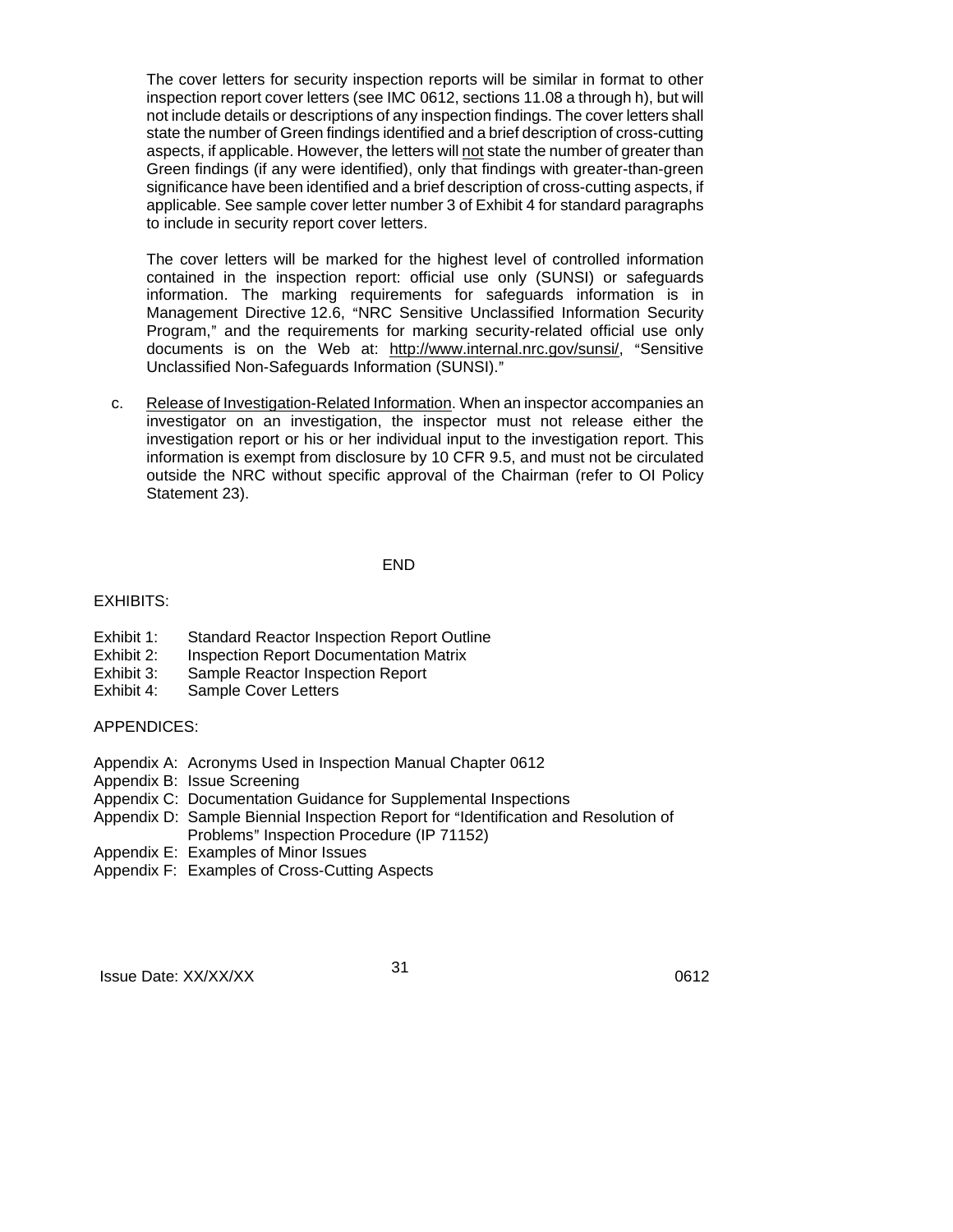The cover letters for security inspection reports will be similar in format to other inspection report cover letters (see IMC 0612, sections 11.08 a through h), but will not include details or descriptions of any inspection findings. The cover letters shall state the number of Green findings identified and a brief description of cross-cutting aspects, if applicable. However, the letters will <u>not</u> state the number of greater than Green findings (if any were identified), only that findings with greater-than-green significance have been identified and a brief description of cross-cutting aspects, if applicable. See sample cover letter number 3 of Exhibit 4 for standard paragraphs to include in security report cover letters.

The cover letters will be marked for the highest level of controlled information contained in the inspection report: official use only (SUNSI) or safeguards information. The marking requirements for safeguards information is in Management Directive 12.6, "NRC Sensitive Unclassified Information Security Program," and the requirements for marking security-related official use only documents is on the Web at: <u>http://www.internal.nrc.gov/sunsi/</u>, "Sensitive Unclassified Non-Safeguards Information (SUNSI)."

c. <u>Release of Investigation-Related Information</u>. When an inspector accompanies an investigator on an investigation, the inspector must not release either the investigation report or his or her individual input to the investigation report. This information is exempt from disclosure by 10 CFR 9.5, and must not be circulated outside the NRC without specific approval of the Chairman (refer to OI Policy Statement 23).

END

EXHIBITS:

- Exhibit 1: Standard Reactor Inspection Report Outline
- Exhibit 2: Inspection Report Documentation Matrix
- Exhibit 3: Sample Reactor Inspection Report
- Exhibit 4: Sample Cover Letters

APPENDICES:

- Appendix A: Acronyms Used in Inspection Manual Chapter 0612
- Appendix B: Issue Screening
- Appendix C: Documentation Guidance for Supplemental Inspections
- Appendix D: Sample Biennial Inspection Report for "Identification and Resolution of Problems" Inspection Procedure (IP 71152)
- Appendix E: Examples of Minor Issues
- Appendix F: Examples of Cross-Cutting Aspects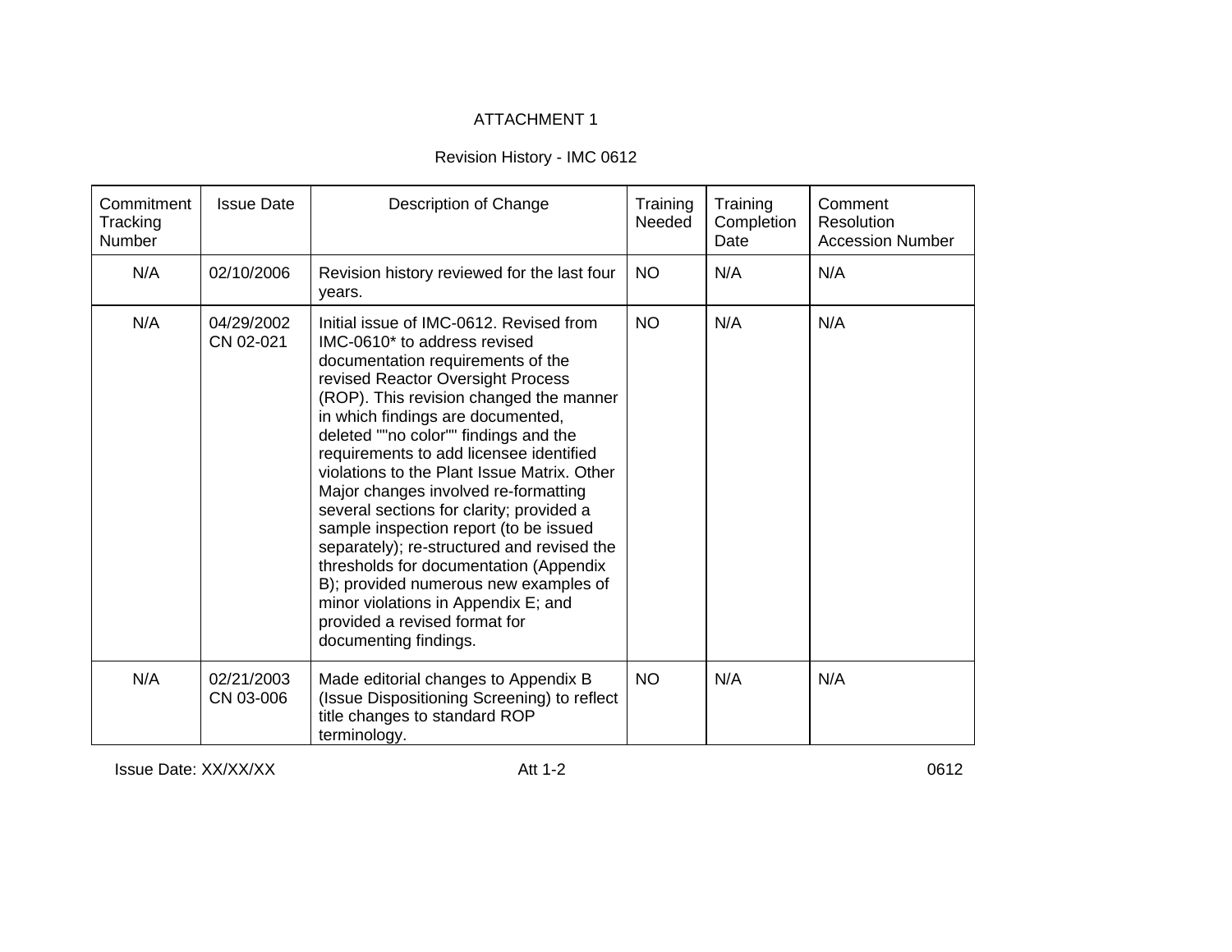ATTACHMENT 1

Revision History - IMC 0612

| Commitment Tracking Number | Issue Date | Description of Change | Training Needed | Training Completion Date | Comment Resolution Accession Number |
|---|---|---|---|---|---|
| N/A | 02/10/2006 | Revision history reviewed for the last four years. | NO | N/A | N/A |
| N/A | 04/29/2002 CN 02-021 | Initial issue of IMC-0612. Revised from IMC-0610* to address revised documentation requirements of the revised Reactor Oversight Process (ROP). This revision changed the manner in which findings are documented, deleted ""no color"" findings and the requirements to add licensee identified violations to the Plant Issue Matrix. Other Major changes involved re-formatting several sections for clarity; provided a sample inspection report (to be issued separately); re-structured and revised the thresholds for documentation (Appendix B); provided numerous new examples of minor violations in Appendix E; and provided a revised format for documenting findings. | NO | N/A | N/A |
| N/A | 02/21/2003 CN 03-006 | Made editorial changes to Appendix B (Issue Dispositioning Screening) to reflect title changes to standard ROP terminology. | NO | N/A | N/A |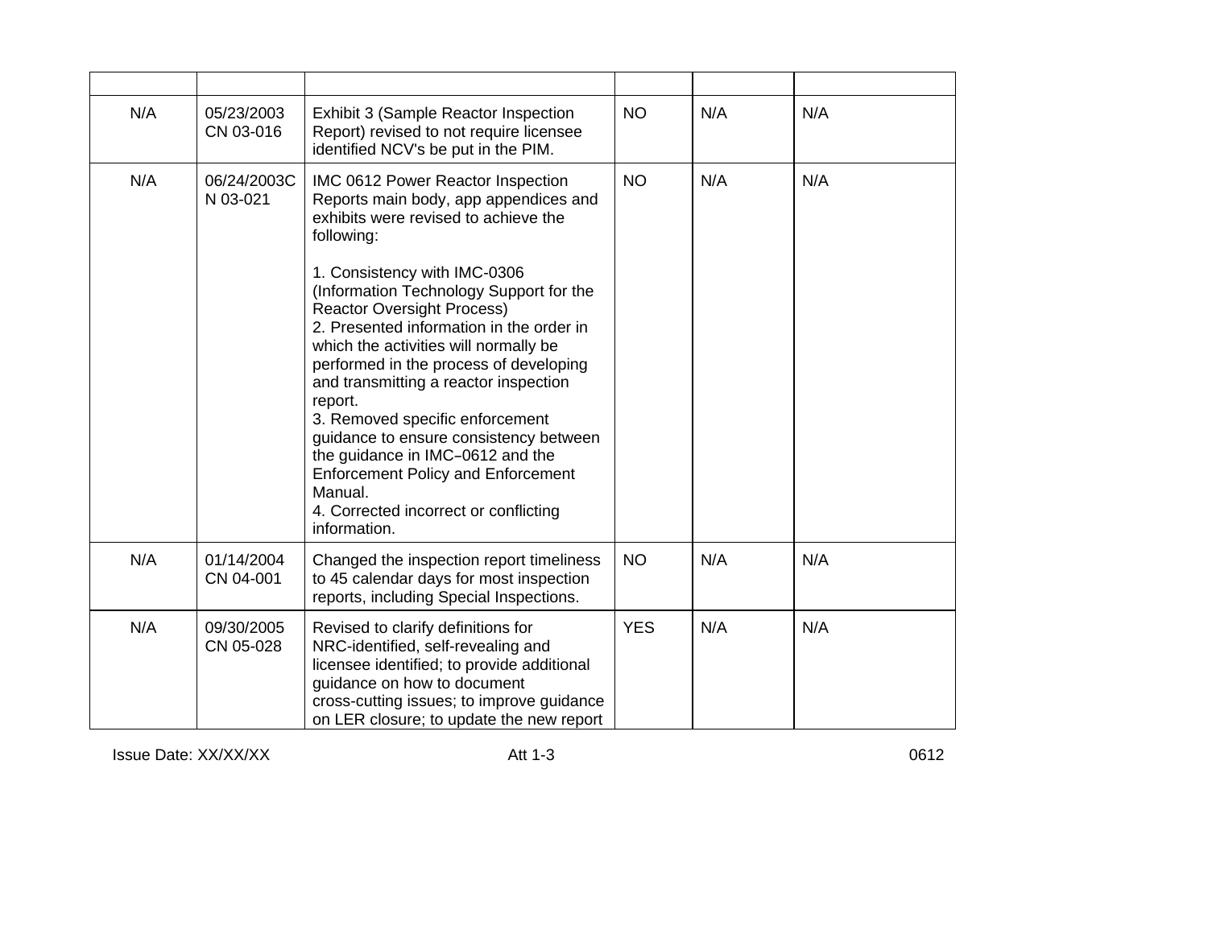| | | | | | |
|---|---|---|---|---|---|
| N/A | 05/23/2003 CN 03-016 | Exhibit 3 (Sample Reactor Inspection Report) revised to not require licensee identified NCV's be put in the PIM. | NO | N/A | N/A |
| N/A | 06/24/2003CN 03-021 | IMC 0612 Power Reactor Inspection Reports main body, app appendices and exhibits were revised to achieve the following:<br><br>1. Consistency with IMC-0306 (Information Technology Support for the Reactor Oversight Process)<br>2. Presented information in the order in which the activities will normally be performed in the process of developing and transmitting a reactor inspection report.<br>3. Removed specific enforcement guidance to ensure consistency between the guidance in IMC–0612 and the Enforcement Policy and Enforcement Manual.<br>4. Corrected incorrect or conflicting information. | NO | N/A | N/A |
| N/A | 01/14/2004 CN 04-001 | Changed the inspection report timeliness to 45 calendar days for most inspection reports, including Special Inspections. | NO | N/A | N/A |
| N/A | 09/30/2005 CN 05-028 | Revised to clarify definitions for NRC-identified, self-revealing and licensee identified; to provide additional guidance on how to document cross-cutting issues; to improve guidance on LER closure; to update the new report | YES | N/A | N/A |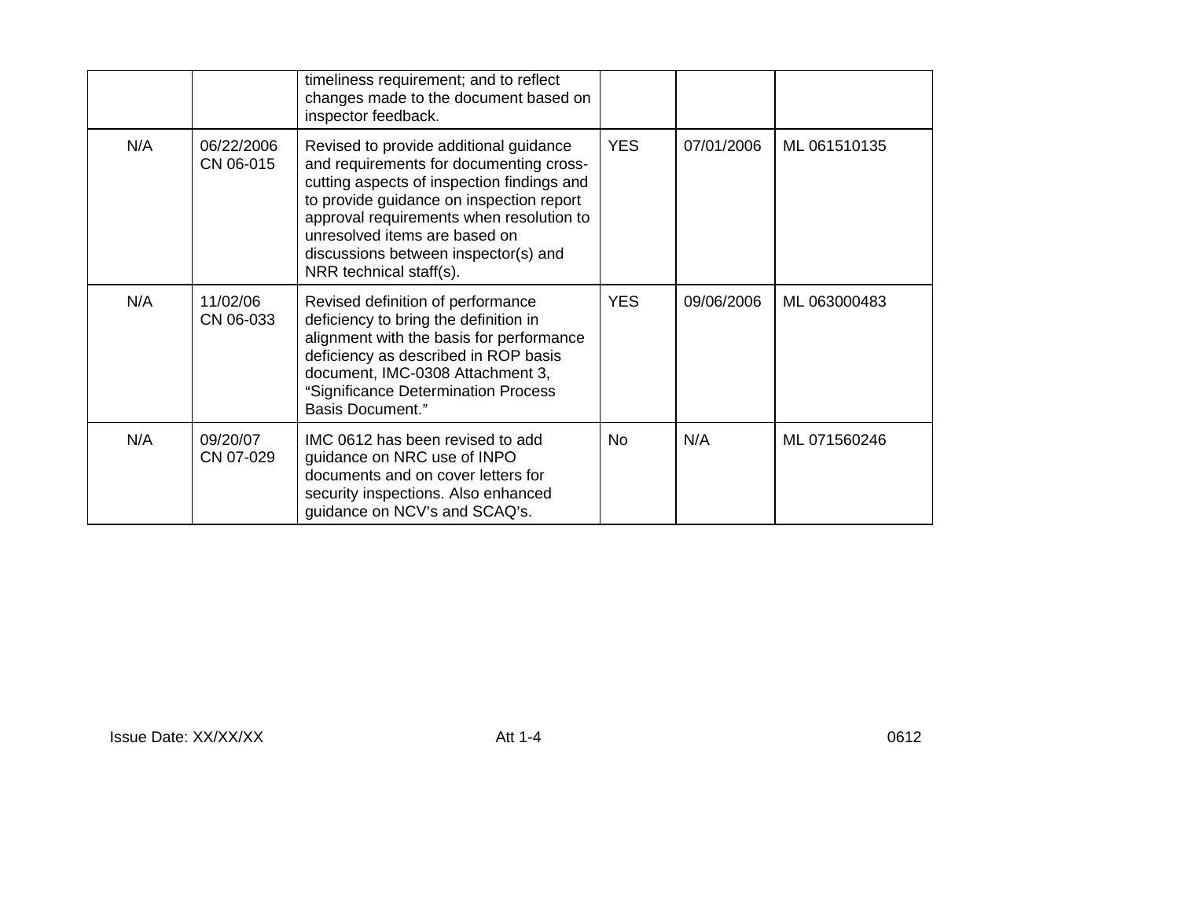| | | | | | |
|---|---|---|---|---|---|
| | | timeliness requirement; and to reflect changes made to the document based on inspector feedback. | | | |
| N/A | 06/22/2006 CN 06-015 | Revised to provide additional guidance and requirements for documenting cross-cutting aspects of inspection findings and to provide guidance on inspection report approval requirements when resolution to unresolved items are based on discussions between inspector(s) and NRR technical staff(s). | YES | 07/01/2006 | ML 061510135 |
| N/A | 11/02/06 CN 06-033 | Revised definition of performance deficiency to bring the definition in alignment with the basis for performance deficiency as described in ROP basis document, IMC-0308 Attachment 3, "Significance Determination Process Basis Document." | YES | 09/06/2006 | ML 063000483 |
| N/A | 09/20/07 CN 07-029 | IMC 0612 has been revised to add guidance on NRC use of INPO documents and on cover letters for security inspections. Also enhanced guidance on NCV's and SCAQ's. | No | N/A | ML 071560246 |